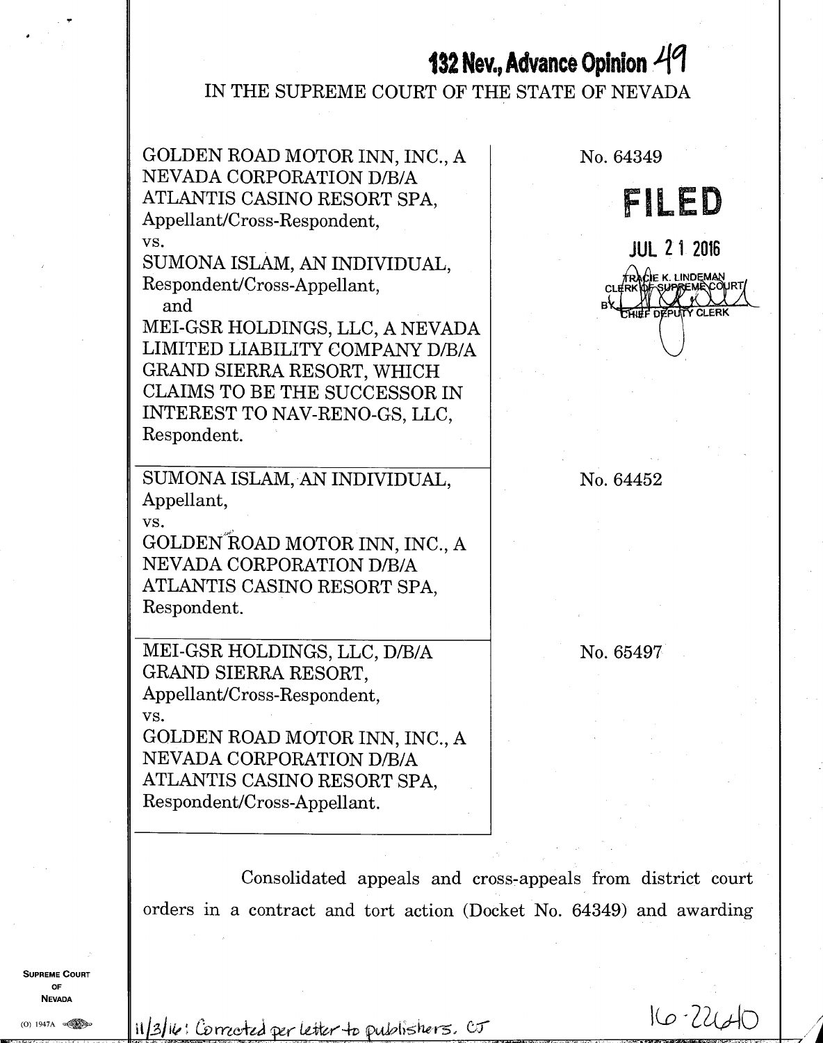**132 Nev., Advance Opinion 49**

IN THE SUPREME COURT OF THE STATE OF NEVADA

| | |
|---|---|
| GOLDEN ROAD MOTOR INN, INC., A NEVADA CORPORATION D/B/A ATLANTIS CASINO RESORT SPA, Appellant/Cross-Respondent, vs. SUMONA ISLAM, AN INDIVIDUAL, Respondent/Cross-Appellant, and MEI-GSR HOLDINGS, LLC, A NEVADA LIMITED LIABILITY COMPANY D/B/A GRAND SIERRA RESORT, WHICH CLAIMS TO BE THE SUCCESSOR IN INTEREST TO NAV-RENO-GS, LLC, Respondent. | No. 64349 **FILED** JUL 21 2016 TRACIE K. LINDEMAN CLERK OF SUPREME COURT BY CHIEF DEPUTY CLERK |
| SUMONA ISLAM, AN INDIVIDUAL, Appellant, vs. GOLDEN ROAD MOTOR INN, INC., A NEVADA CORPORATION D/B/A ATLANTIS CASINO RESORT SPA, Respondent. | No. 64452 |
| MEI-GSR HOLDINGS, LLC, D/B/A GRAND SIERRA RESORT, Appellant/Cross-Respondent, vs. GOLDEN ROAD MOTOR INN, INC., A NEVADA CORPORATION D/B/A ATLANTIS CASINO RESORT SPA, Respondent/Cross-Appellant. | No. 65497 |

Consolidated appeals and cross-appeals from district court orders in a contract and tort action (Docket No. 64349) and awarding

11/3/16: Corrected per letter to publishers. CJ

16-22640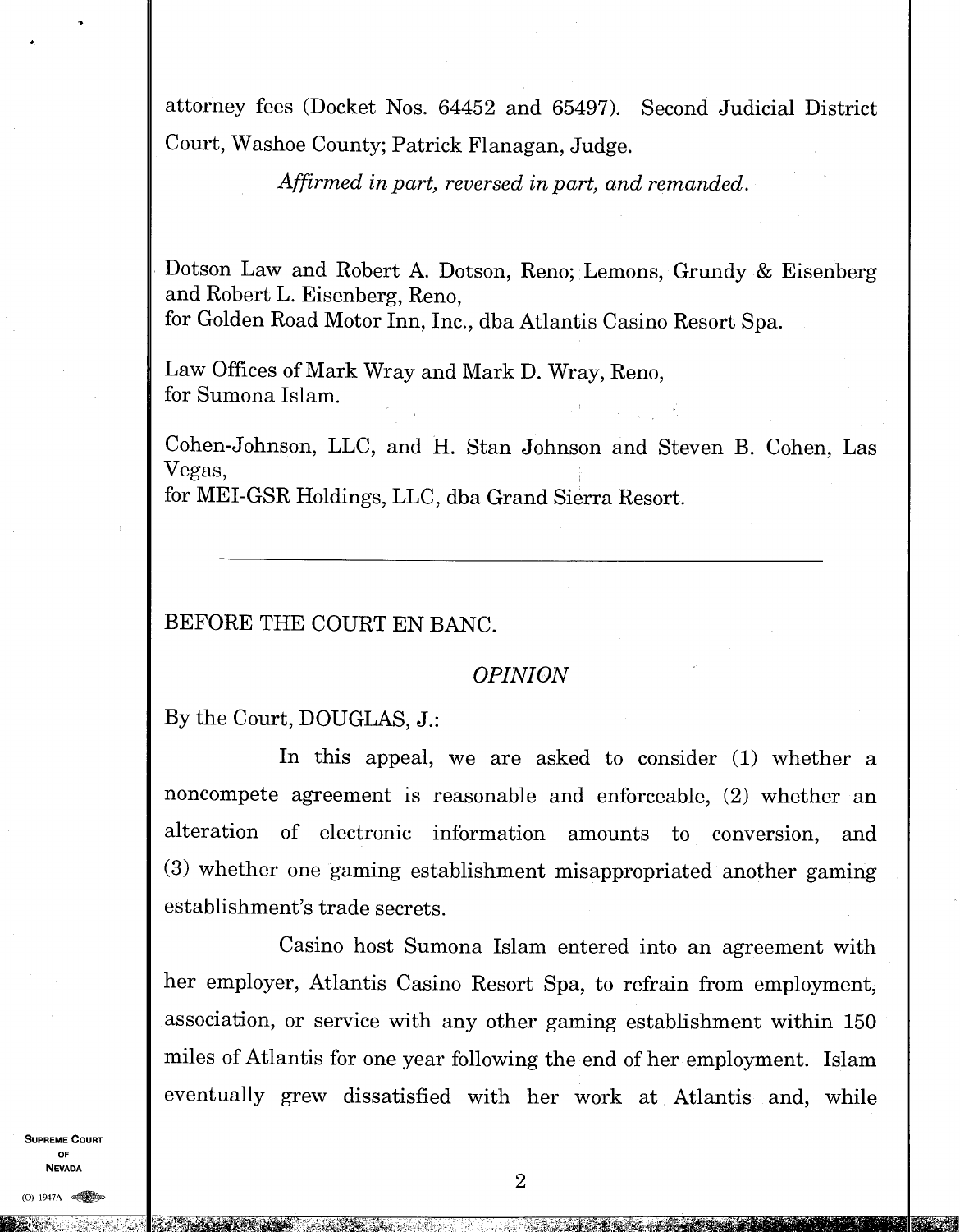attorney fees (Docket Nos. 64452 and 65497). Second Judicial District Court, Washoe County; Patrick Flanagan, Judge.

*Affirmed in part, reversed in part, and remanded.*

Dotson Law and Robert A. Dotson, Reno; Lemons, Grundy & Eisenberg and Robert L. Eisenberg, Reno,
for Golden Road Motor Inn, Inc., dba Atlantis Casino Resort Spa.

Law Offices of Mark Wray and Mark D. Wray, Reno,
for Sumona Islam.

Cohen-Johnson, LLC, and H. Stan Johnson and Steven B. Cohen, Las Vegas,
for MEI-GSR Holdings, LLC, dba Grand Sierra Resort.

---

BEFORE THE COURT EN BANC.

*OPINION*

By the Court, DOUGLAS, J.:

In this appeal, we are asked to consider (1) whether a noncompete agreement is reasonable and enforceable, (2) whether an alteration of electronic information amounts to conversion, and (3) whether one gaming establishment misappropriated another gaming establishment's trade secrets.

Casino host Sumona Islam entered into an agreement with her employer, Atlantis Casino Resort Spa, to refrain from employment, association, or service with any other gaming establishment within 150 miles of Atlantis for one year following the end of her employment. Islam eventually grew dissatisfied with her work at Atlantis and, while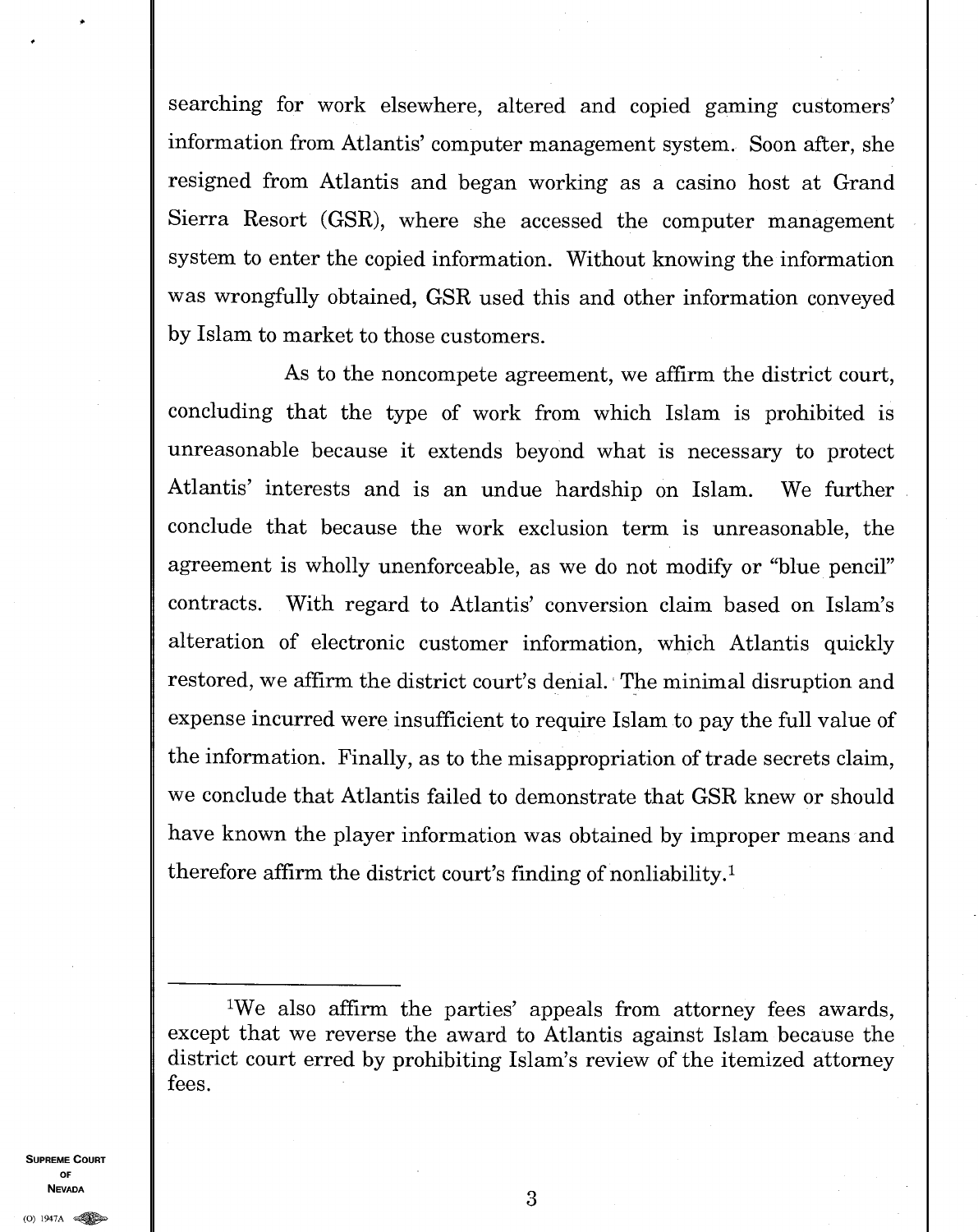searching for work elsewhere, altered and copied gaming customers' information from Atlantis' computer management system. Soon after, she resigned from Atlantis and began working as a casino host at Grand Sierra Resort (GSR), where she accessed the computer management system to enter the copied information. Without knowing the information was wrongfully obtained, GSR used this and other information conveyed by Islam to market to those customers.

As to the noncompete agreement, we affirm the district court, concluding that the type of work from which Islam is prohibited is unreasonable because it extends beyond what is necessary to protect Atlantis' interests and is an undue hardship on Islam. We further conclude that because the work exclusion term is unreasonable, the agreement is wholly unenforceable, as we do not modify or "blue pencil" contracts. With regard to Atlantis' conversion claim based on Islam's alteration of electronic customer information, which Atlantis quickly restored, we affirm the district court's denial. The minimal disruption and expense incurred were insufficient to require Islam to pay the full value of the information. Finally, as to the misappropriation of trade secrets claim, we conclude that Atlantis failed to demonstrate that GSR knew or should have known the player information was obtained by improper means and therefore affirm the district court's finding of nonliability.[1]

---

[1]We also affirm the parties' appeals from attorney fees awards, except that we reverse the award to Atlantis against Islam because the district court erred by prohibiting Islam's review of the itemized attorney fees.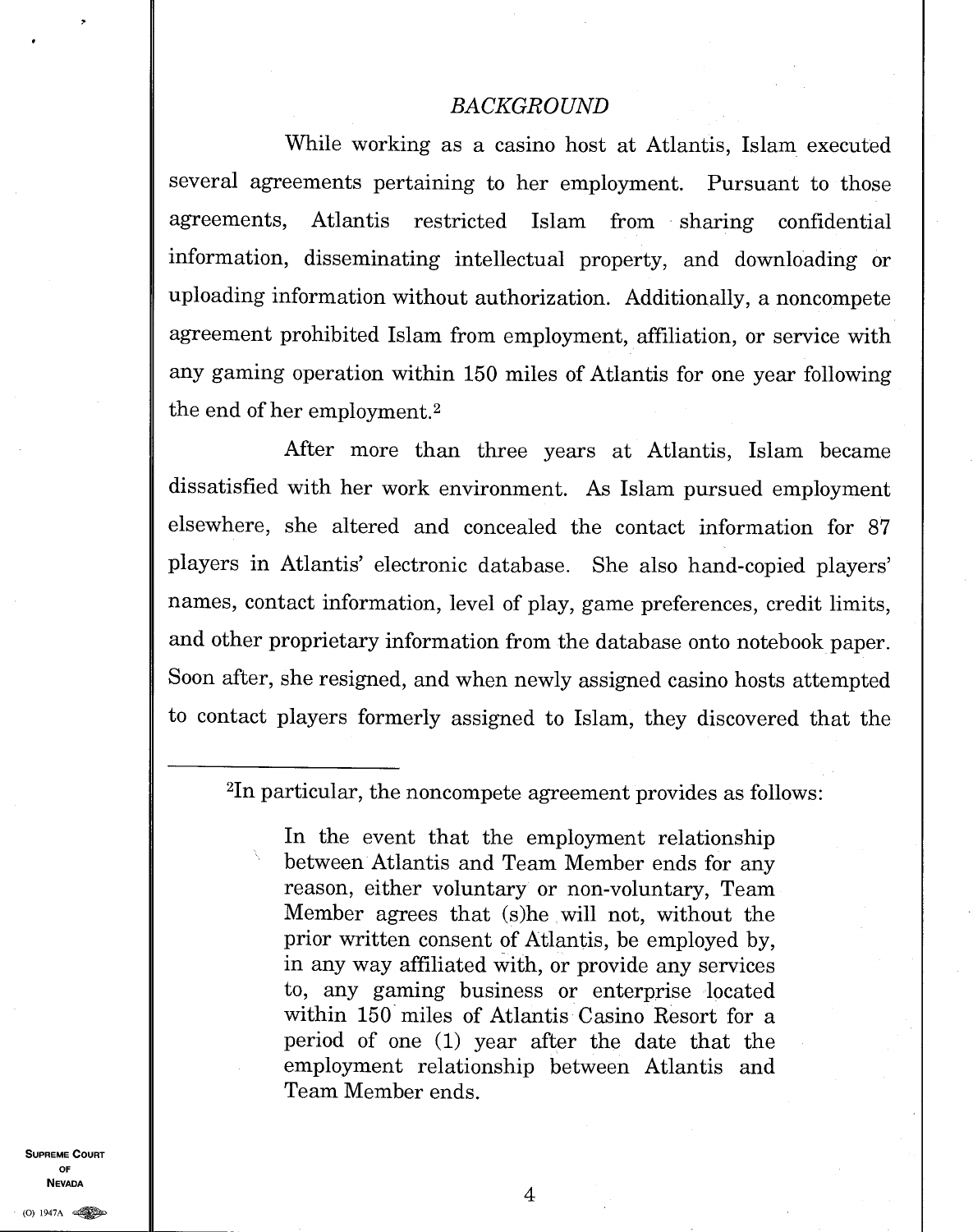## *BACKGROUND*

While working as a casino host at Atlantis, Islam executed several agreements pertaining to her employment. Pursuant to those agreements, Atlantis restricted Islam from sharing confidential information, disseminating intellectual property, and downloading or uploading information without authorization. Additionally, a noncompete agreement prohibited Islam from employment, affiliation, or service with any gaming operation within 150 miles of Atlantis for one year following the end of her employment.[2]

After more than three years at Atlantis, Islam became dissatisfied with her work environment. As Islam pursued employment elsewhere, she altered and concealed the contact information for 87 players in Atlantis' electronic database. She also hand-copied players' names, contact information, level of play, game preferences, credit limits, and other proprietary information from the database onto notebook paper. Soon after, she resigned, and when newly assigned casino hosts attempted to contact players formerly assigned to Islam, they discovered that the

---

[2]In particular, the noncompete agreement provides as follows:

> In the event that the employment relationship between Atlantis and Team Member ends for any reason, either voluntary or non-voluntary, Team Member agrees that (s)he will not, without the prior written consent of Atlantis, be employed by, in any way affiliated with, or provide any services to, any gaming business or enterprise located within 150 miles of Atlantis Casino Resort for a period of one (1) year after the date that the employment relationship between Atlantis and Team Member ends.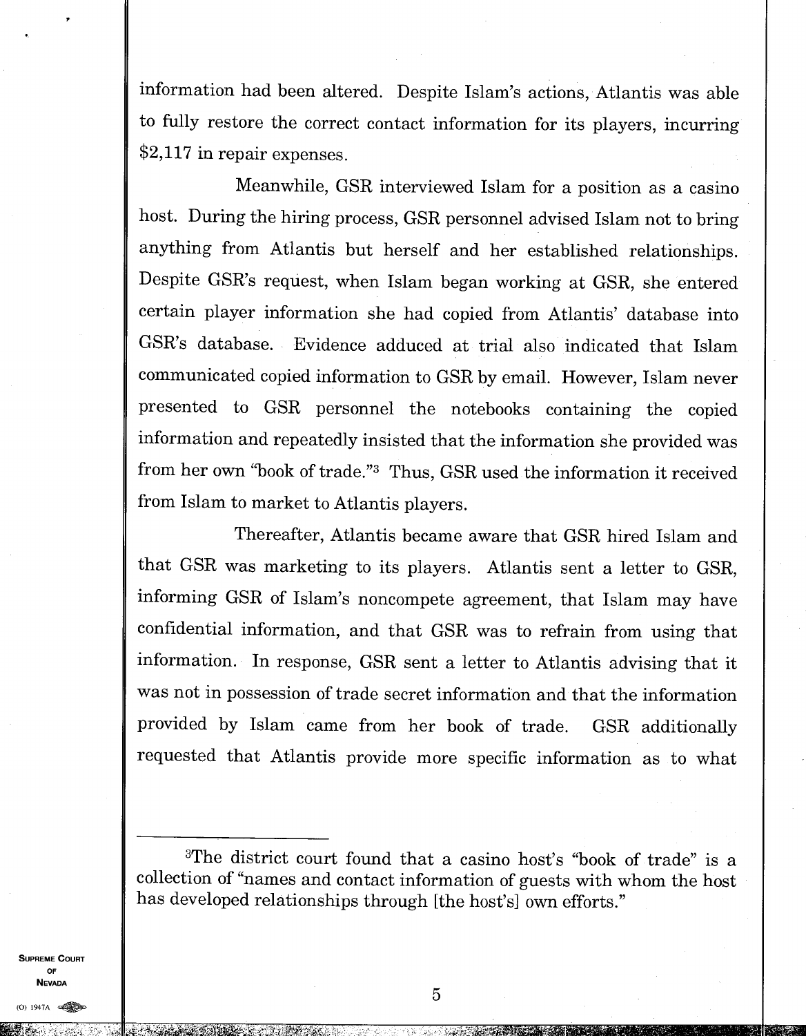information had been altered. Despite Islam's actions, Atlantis was able to fully restore the correct contact information for its players, incurring $2,117 in repair expenses.

Meanwhile, GSR interviewed Islam for a position as a casino host. During the hiring process, GSR personnel advised Islam not to bring anything from Atlantis but herself and her established relationships. Despite GSR's request, when Islam began working at GSR, she entered certain player information she had copied from Atlantis' database into GSR's database. Evidence adduced at trial also indicated that Islam communicated copied information to GSR by email. However, Islam never presented to GSR personnel the notebooks containing the copied information and repeatedly insisted that the information she provided was from her own "book of trade."[3] Thus, GSR used the information it received from Islam to market to Atlantis players.

Thereafter, Atlantis became aware that GSR hired Islam and that GSR was marketing to its players. Atlantis sent a letter to GSR, informing GSR of Islam's noncompete agreement, that Islam may have confidential information, and that GSR was to refrain from using that information. In response, GSR sent a letter to Atlantis advising that it was not in possession of trade secret information and that the information provided by Islam came from her book of trade. GSR additionally requested that Atlantis provide more specific information as to what

---

[3]The district court found that a casino host's "book of trade" is a collection of "names and contact information of guests with whom the host has developed relationships through [the host's] own efforts."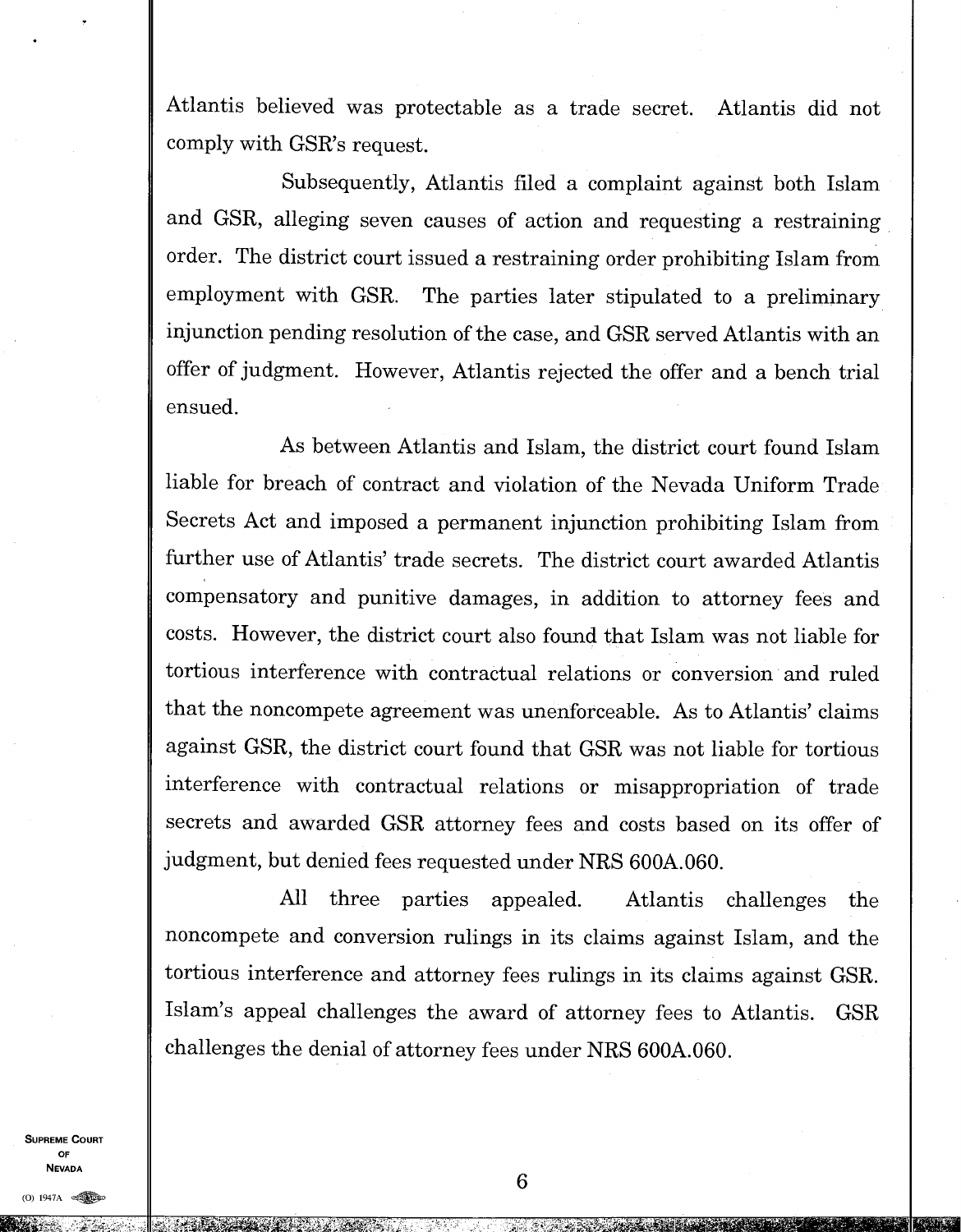Atlantis believed was protectable as a trade secret. Atlantis did not comply with GSR's request.

Subsequently, Atlantis filed a complaint against both Islam and GSR, alleging seven causes of action and requesting a restraining order. The district court issued a restraining order prohibiting Islam from employment with GSR. The parties later stipulated to a preliminary injunction pending resolution of the case, and GSR served Atlantis with an offer of judgment. However, Atlantis rejected the offer and a bench trial ensued.

As between Atlantis and Islam, the district court found Islam liable for breach of contract and violation of the Nevada Uniform Trade Secrets Act and imposed a permanent injunction prohibiting Islam from further use of Atlantis' trade secrets. The district court awarded Atlantis compensatory and punitive damages, in addition to attorney fees and costs. However, the district court also found that Islam was not liable for tortious interference with contractual relations or conversion and ruled that the noncompete agreement was unenforceable. As to Atlantis' claims against GSR, the district court found that GSR was not liable for tortious interference with contractual relations or misappropriation of trade secrets and awarded GSR attorney fees and costs based on its offer of judgment, but denied fees requested under NRS 600A.060.

All three parties appealed. Atlantis challenges the noncompete and conversion rulings in its claims against Islam, and the tortious interference and attorney fees rulings in its claims against GSR. Islam's appeal challenges the award of attorney fees to Atlantis. GSR challenges the denial of attorney fees under NRS 600A.060.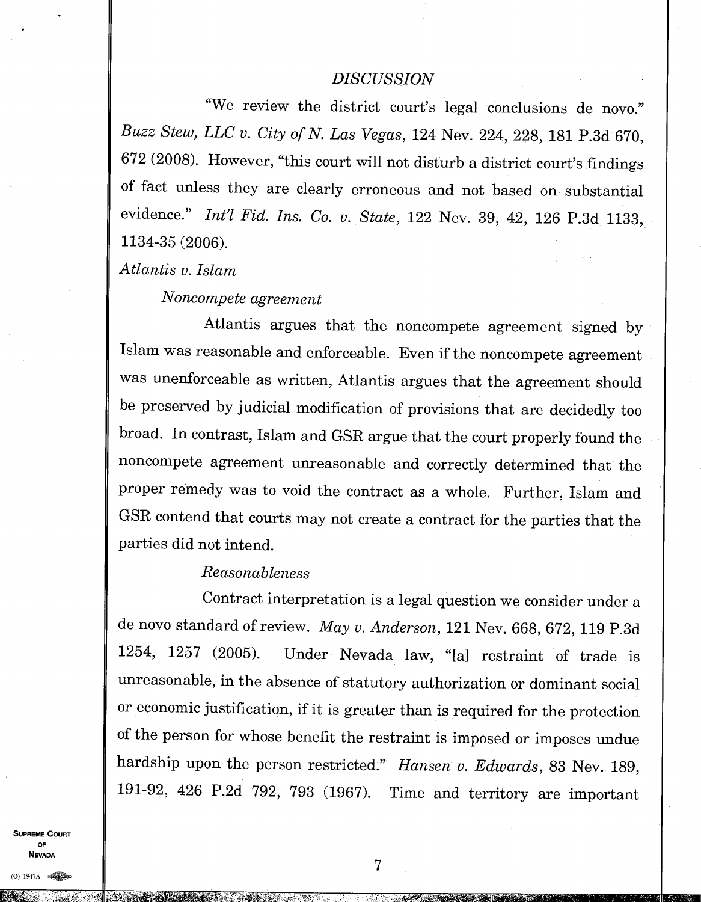## *DISCUSSION*

"We review the district court's legal conclusions de novo." *Buzz Stew, LLC v. City of N. Las Vegas*, 124 Nev. 224, 228, 181 P.3d 670, 672 (2008). However, "this court will not disturb a district court's findings of fact unless they are clearly erroneous and not based on substantial evidence." *Int'l Fid. Ins. Co. v. State*, 122 Nev. 39, 42, 126 P.3d 1133, 1134-35 (2006).

### *Atlantis v. Islam*

#### *Noncompete agreement*

Atlantis argues that the noncompete agreement signed by Islam was reasonable and enforceable. Even if the noncompete agreement was unenforceable as written, Atlantis argues that the agreement should be preserved by judicial modification of provisions that are decidedly too broad. In contrast, Islam and GSR argue that the court properly found the noncompete agreement unreasonable and correctly determined that the proper remedy was to void the contract as a whole. Further, Islam and GSR contend that courts may not create a contract for the parties that the parties did not intend.

##### *Reasonableness*

Contract interpretation is a legal question we consider under a de novo standard of review. *May v. Anderson*, 121 Nev. 668, 672, 119 P.3d 1254, 1257 (2005). Under Nevada law, "[a] restraint of trade is unreasonable, in the absence of statutory authorization or dominant social or economic justification, if it is greater than is required for the protection of the person for whose benefit the restraint is imposed or imposes undue hardship upon the person restricted." *Hansen v. Edwards*, 83 Nev. 189, 191-92, 426 P.2d 792, 793 (1967). Time and territory are important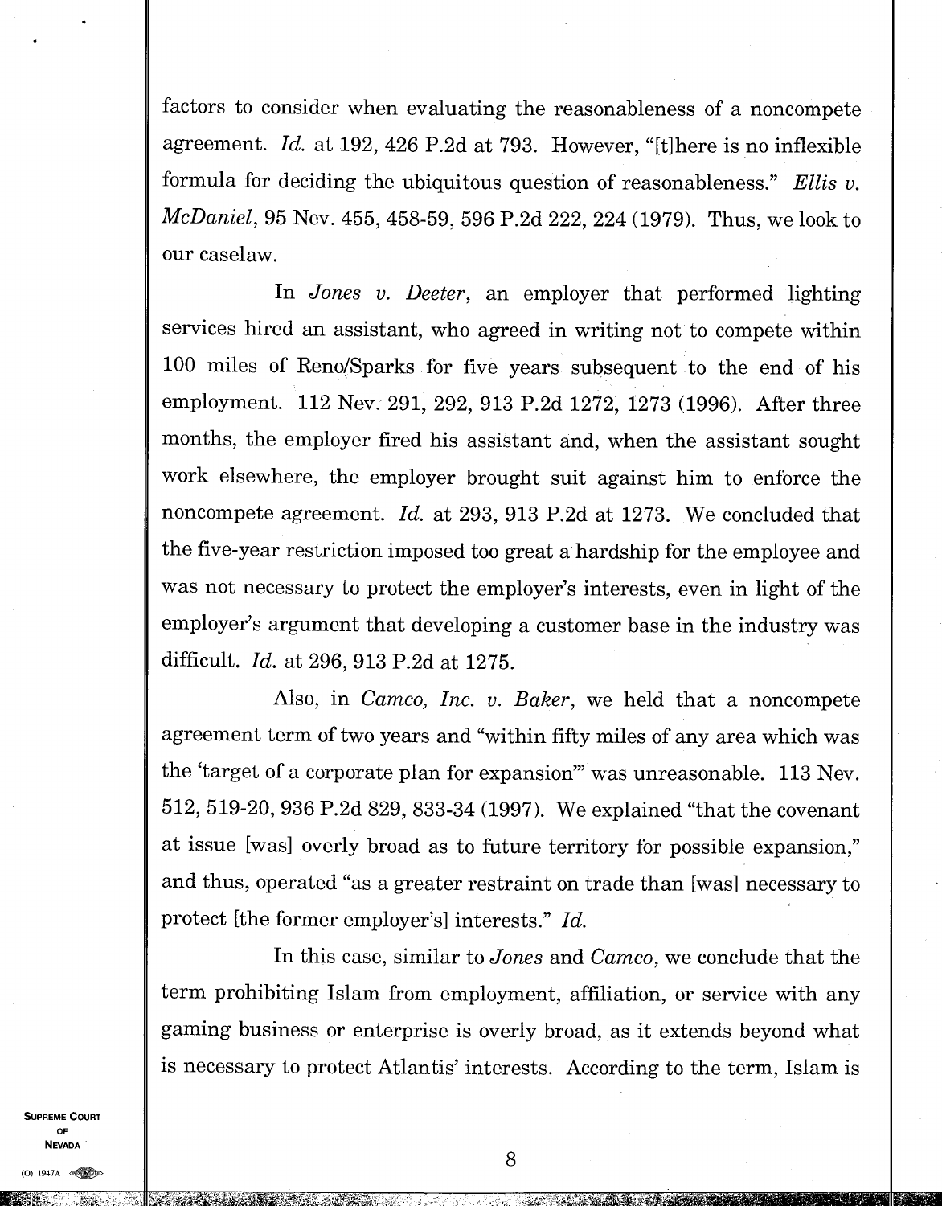factors to consider when evaluating the reasonableness of a noncompete agreement. *Id.* at 192, 426 P.2d at 793. However, "[t]here is no inflexible formula for deciding the ubiquitous question of reasonableness." *Ellis v. McDaniel*, 95 Nev. 455, 458-59, 596 P.2d 222, 224 (1979). Thus, we look to our caselaw.

In *Jones v. Deeter*, an employer that performed lighting services hired an assistant, who agreed in writing not to compete within 100 miles of Reno/Sparks for five years subsequent to the end of his employment. 112 Nev. 291, 292, 913 P.2d 1272, 1273 (1996). After three months, the employer fired his assistant and, when the assistant sought work elsewhere, the employer brought suit against him to enforce the noncompete agreement. *Id.* at 293, 913 P.2d at 1273. We concluded that the five-year restriction imposed too great a hardship for the employee and was not necessary to protect the employer's interests, even in light of the employer's argument that developing a customer base in the industry was difficult. *Id.* at 296, 913 P.2d at 1275.

Also, in *Camco, Inc. v. Baker*, we held that a noncompete agreement term of two years and "within fifty miles of any area which was the 'target of a corporate plan for expansion'" was unreasonable. 113 Nev. 512, 519-20, 936 P.2d 829, 833-34 (1997). We explained "that the covenant at issue [was] overly broad as to future territory for possible expansion," and thus, operated "as a greater restraint on trade than [was] necessary to protect [the former employer's] interests." *Id.*

In this case, similar to *Jones* and *Camco*, we conclude that the term prohibiting Islam from employment, affiliation, or service with any gaming business or enterprise is overly broad, as it extends beyond what is necessary to protect Atlantis' interests. According to the term, Islam is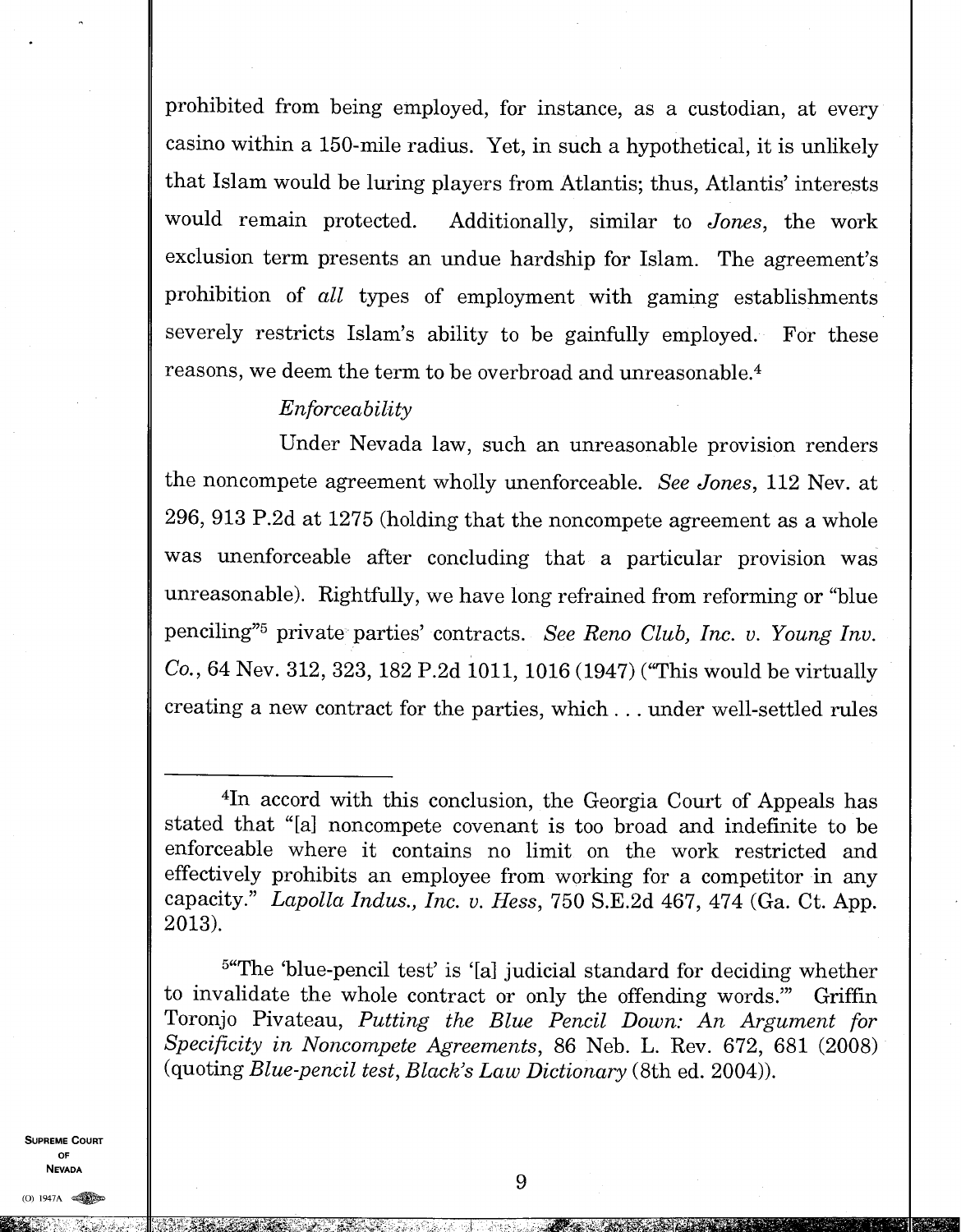prohibited from being employed, for instance, as a custodian, at every casino within a 150-mile radius. Yet, in such a hypothetical, it is unlikely that Islam would be luring players from Atlantis; thus, Atlantis' interests would remain protected. Additionally, similar to *Jones*, the work exclusion term presents an undue hardship for Islam. The agreement's prohibition of *all* types of employment with gaming establishments severely restricts Islam's ability to be gainfully employed. For these reasons, we deem the term to be overbroad and unreasonable.[4]

*Enforceability*

Under Nevada law, such an unreasonable provision renders the noncompete agreement wholly unenforceable. *See Jones*, 112 Nev. at 296, 913 P.2d at 1275 (holding that the noncompete agreement as a whole was unenforceable after concluding that a particular provision was unreasonable). Rightfully, we have long refrained from reforming or "blue penciling"[5] private parties' contracts. *See Reno Club, Inc. v. Young Inv. Co.*, 64 Nev. 312, 323, 182 P.2d 1011, 1016 (1947) ("This would be virtually creating a new contract for the parties, which . . . under well-settled rules

---

[4]In accord with this conclusion, the Georgia Court of Appeals has stated that "[a] noncompete covenant is too broad and indefinite to be enforceable where it contains no limit on the work restricted and effectively prohibits an employee from working for a competitor in any capacity." *Lapolla Indus., Inc. v. Hess*, 750 S.E.2d 467, 474 (Ga. Ct. App. 2013).

[5]"The 'blue-pencil test' is '[a] judicial standard for deciding whether to invalidate the whole contract or only the offending words.'" Griffin Toronjo Pivateau, *Putting the Blue Pencil Down: An Argument for Specificity in Noncompete Agreements*, 86 Neb. L. Rev. 672, 681 (2008) (quoting *Blue-pencil test*, *Black's Law Dictionary* (8th ed. 2004)).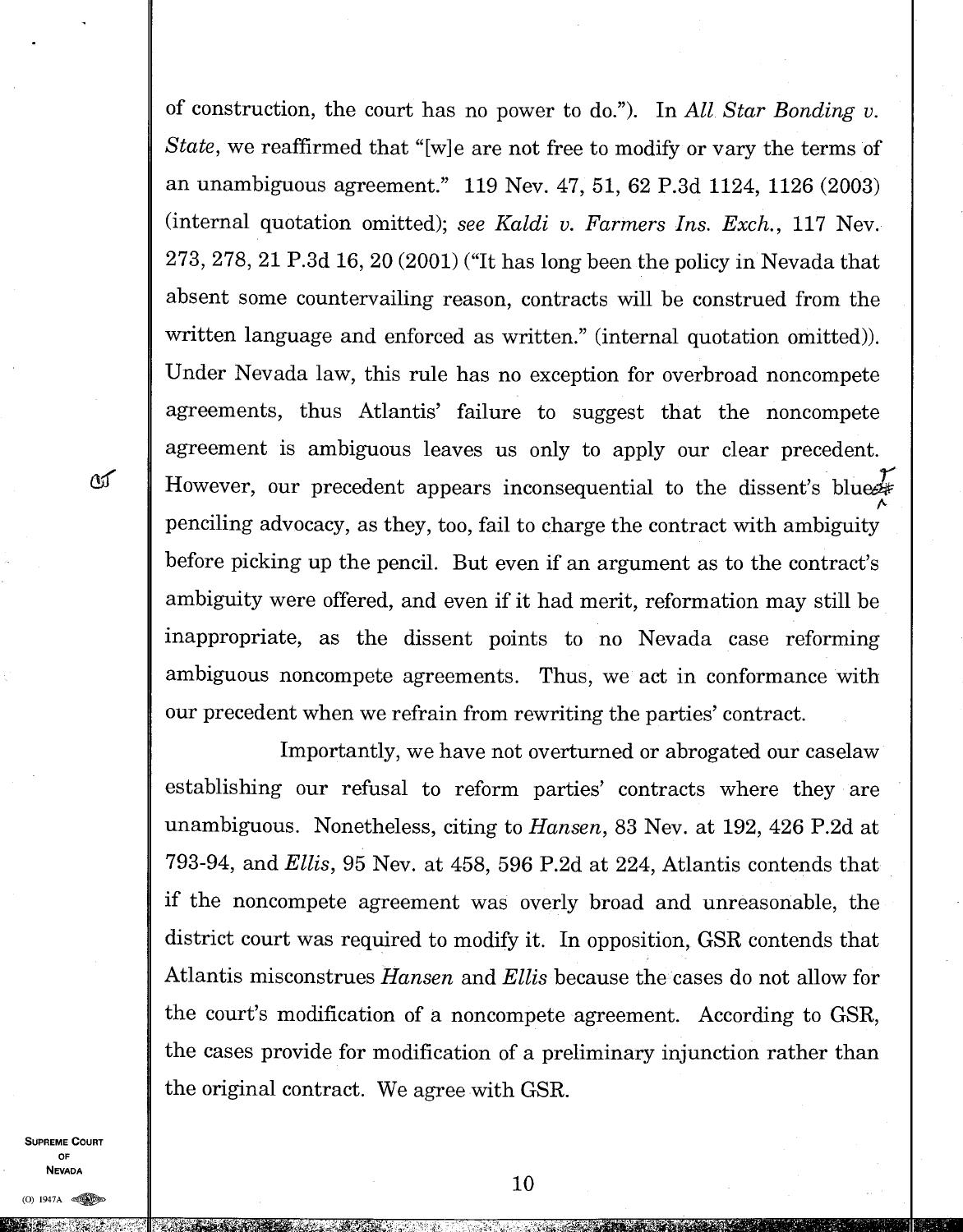of construction, the court has no power to do."). In *All Star Bonding v. State*, we reaffirmed that "[w]e are not free to modify or vary the terms of an unambiguous agreement." 119 Nev. 47, 51, 62 P.3d 1124, 1126 (2003) (internal quotation omitted); *see Kaldi v. Farmers Ins. Exch.*, 117 Nev. 273, 278, 21 P.3d 16, 20 (2001) ("It has long been the policy in Nevada that absent some countervailing reason, contracts will be construed from the written language and enforced as written." (internal quotation omitted)). Under Nevada law, this rule has no exception for overbroad noncompete agreements, thus Atlantis' failure to suggest that the noncompete agreement is ambiguous leaves us only to apply our clear precedent. However, our precedent appears inconsequential to the dissent's blue-penciling advocacy, as they, too, fail to charge the contract with ambiguity before picking up the pencil. But even if an argument as to the contract's ambiguity were offered, and even if it had merit, reformation may still be inappropriate, as the dissent points to no Nevada case reforming ambiguous noncompete agreements. Thus, we act in conformance with our precedent when we refrain from rewriting the parties' contract.

Importantly, we have not overturned or abrogated our caselaw establishing our refusal to reform parties' contracts where they are unambiguous. Nonetheless, citing to *Hansen*, 83 Nev. at 192, 426 P.2d at 793-94, and *Ellis*, 95 Nev. at 458, 596 P.2d at 224, Atlantis contends that if the noncompete agreement was overly broad and unreasonable, the district court was required to modify it. In opposition, GSR contends that Atlantis misconstrues *Hansen* and *Ellis* because the cases do not allow for the court's modification of a noncompete agreement. According to GSR, the cases provide for modification of a preliminary injunction rather than the original contract. We agree with GSR.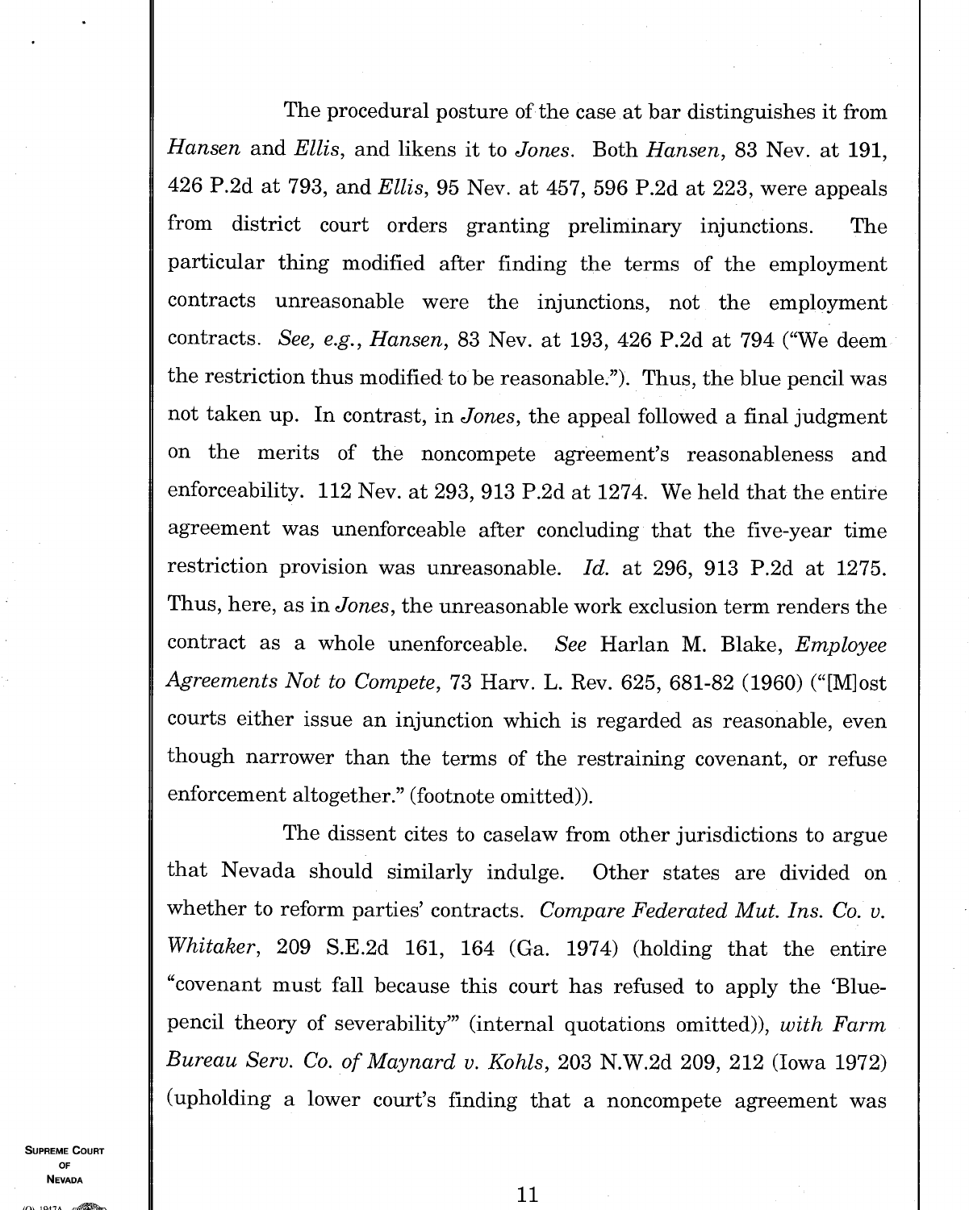The procedural posture of the case at bar distinguishes it from *Hansen* and *Ellis*, and likens it to *Jones*. Both *Hansen*, 83 Nev. at 191, 426 P.2d at 793, and *Ellis*, 95 Nev. at 457, 596 P.2d at 223, were appeals from district court orders granting preliminary injunctions. The particular thing modified after finding the terms of the employment contracts unreasonable were the injunctions, not the employment contracts. *See, e.g.*, *Hansen*, 83 Nev. at 193, 426 P.2d at 794 ("We deem the restriction thus modified to be reasonable."). Thus, the blue pencil was not taken up. In contrast, in *Jones*, the appeal followed a final judgment on the merits of the noncompete agreement's reasonableness and enforceability. 112 Nev. at 293, 913 P.2d at 1274. We held that the entire agreement was unenforceable after concluding that the five-year time restriction provision was unreasonable. *Id.* at 296, 913 P.2d at 1275. Thus, here, as in *Jones*, the unreasonable work exclusion term renders the contract as a whole unenforceable. *See* Harlan M. Blake, *Employee Agreements Not to Compete*, 73 Harv. L. Rev. 625, 681-82 (1960) ("[M]ost courts either issue an injunction which is regarded as reasonable, even though narrower than the terms of the restraining covenant, or refuse enforcement altogether." (footnote omitted)).

The dissent cites to caselaw from other jurisdictions to argue that Nevada should similarly indulge. Other states are divided on whether to reform parties' contracts. *Compare Federated Mut. Ins. Co. v. Whitaker*, 209 S.E.2d 161, 164 (Ga. 1974) (holding that the entire "covenant must fall because this court has refused to apply the 'Blue-pencil theory of severability'" (internal quotations omitted)), *with Farm Bureau Serv. Co. of Maynard v. Kohls*, 203 N.W.2d 209, 212 (Iowa 1972) (upholding a lower court's finding that a noncompete agreement was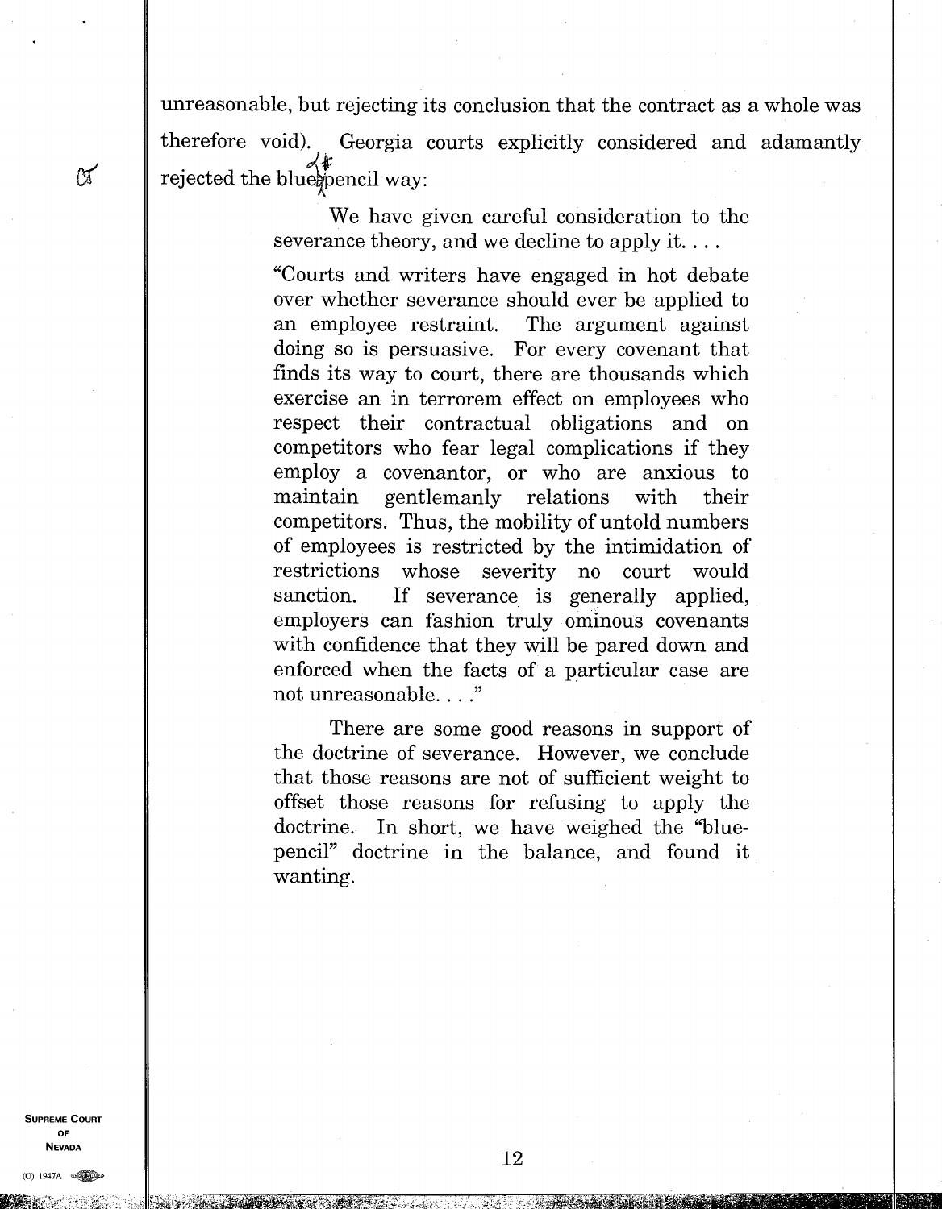unreasonable, but rejecting its conclusion that the contract as a whole was therefore void). Georgia courts explicitly considered and adamantly rejected the blue-pencil way:

> We have given careful consideration to the severance theory, and we decline to apply it. . . .
>
> "Courts and writers have engaged in hot debate over whether severance should ever be applied to an employee restraint. The argument against doing so is persuasive. For every covenant that finds its way to court, there are thousands which exercise an in terrorem effect on employees who respect their contractual obligations and on competitors who fear legal complications if they employ a covenantor, or who are anxious to maintain gentlemanly relations with their competitors. Thus, the mobility of untold numbers of employees is restricted by the intimidation of restrictions whose severity no court would sanction. If severance is generally applied, employers can fashion truly ominous covenants with confidence that they will be pared down and enforced when the facts of a particular case are not unreasonable. . . ."
>
> There are some good reasons in support of the doctrine of severance. However, we conclude that those reasons are not of sufficient weight to offset those reasons for refusing to apply the doctrine. In short, we have weighed the "blue-pencil" doctrine in the balance, and found it wanting.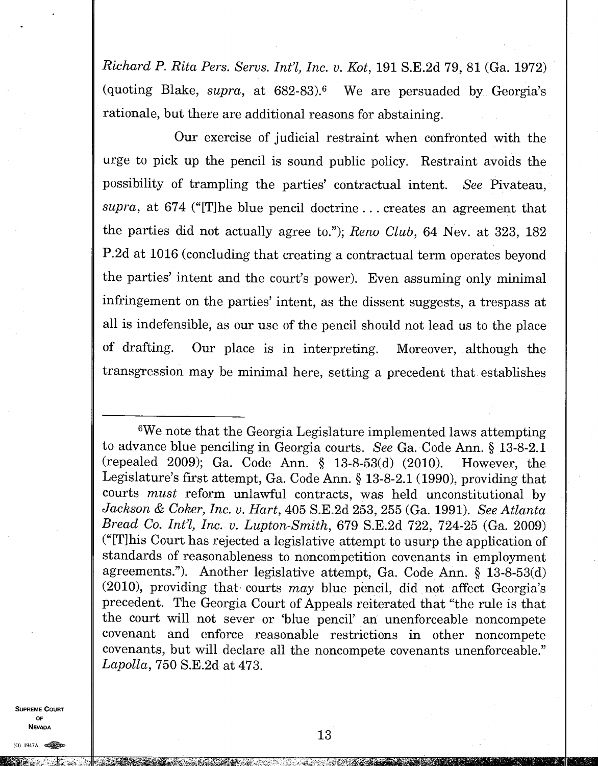*Richard P. Rita Pers. Servs. Int'l, Inc. v. Kot*, 191 S.E.2d 79, 81 (Ga. 1972) (quoting Blake, *supra*, at 682-83).[6] We are persuaded by Georgia's rationale, but there are additional reasons for abstaining.

Our exercise of judicial restraint when confronted with the urge to pick up the pencil is sound public policy. Restraint avoids the possibility of trampling the parties' contractual intent. *See* Pivateau, *supra*, at 674 ("[T]he blue pencil doctrine . . . creates an agreement that the parties did not actually agree to."); *Reno Club*, 64 Nev. at 323, 182 P.2d at 1016 (concluding that creating a contractual term operates beyond the parties' intent and the court's power). Even assuming only minimal infringement on the parties' intent, as the dissent suggests, a trespass at all is indefensible, as our use of the pencil should not lead us to the place of drafting. Our place is in interpreting. Moreover, although the transgression may be minimal here, setting a precedent that establishes

---

[6]We note that the Georgia Legislature implemented laws attempting to advance blue penciling in Georgia courts. *See* Ga. Code Ann. § 13-8-2.1 (repealed 2009); Ga. Code Ann. § 13-8-53(d) (2010). However, the Legislature's first attempt, Ga. Code Ann. § 13-8-2.1 (1990), providing that courts *must* reform unlawful contracts, was held unconstitutional by *Jackson & Coker, Inc. v. Hart*, 405 S.E.2d 253, 255 (Ga. 1991). *See Atlanta Bread Co. Int'l, Inc. v. Lupton-Smith*, 679 S.E.2d 722, 724-25 (Ga. 2009) ("[T]his Court has rejected a legislative attempt to usurp the application of standards of reasonableness to noncompetition covenants in employment agreements."). Another legislative attempt, Ga. Code Ann. § 13-8-53(d) (2010), providing that courts *may* blue pencil, did not affect Georgia's precedent. The Georgia Court of Appeals reiterated that "the rule is that the court will not sever or 'blue pencil' an unenforceable noncompete covenant and enforce reasonable restrictions in other noncompete covenants, but will declare all the noncompete covenants unenforceable." *Lapolla*, 750 S.E.2d at 473.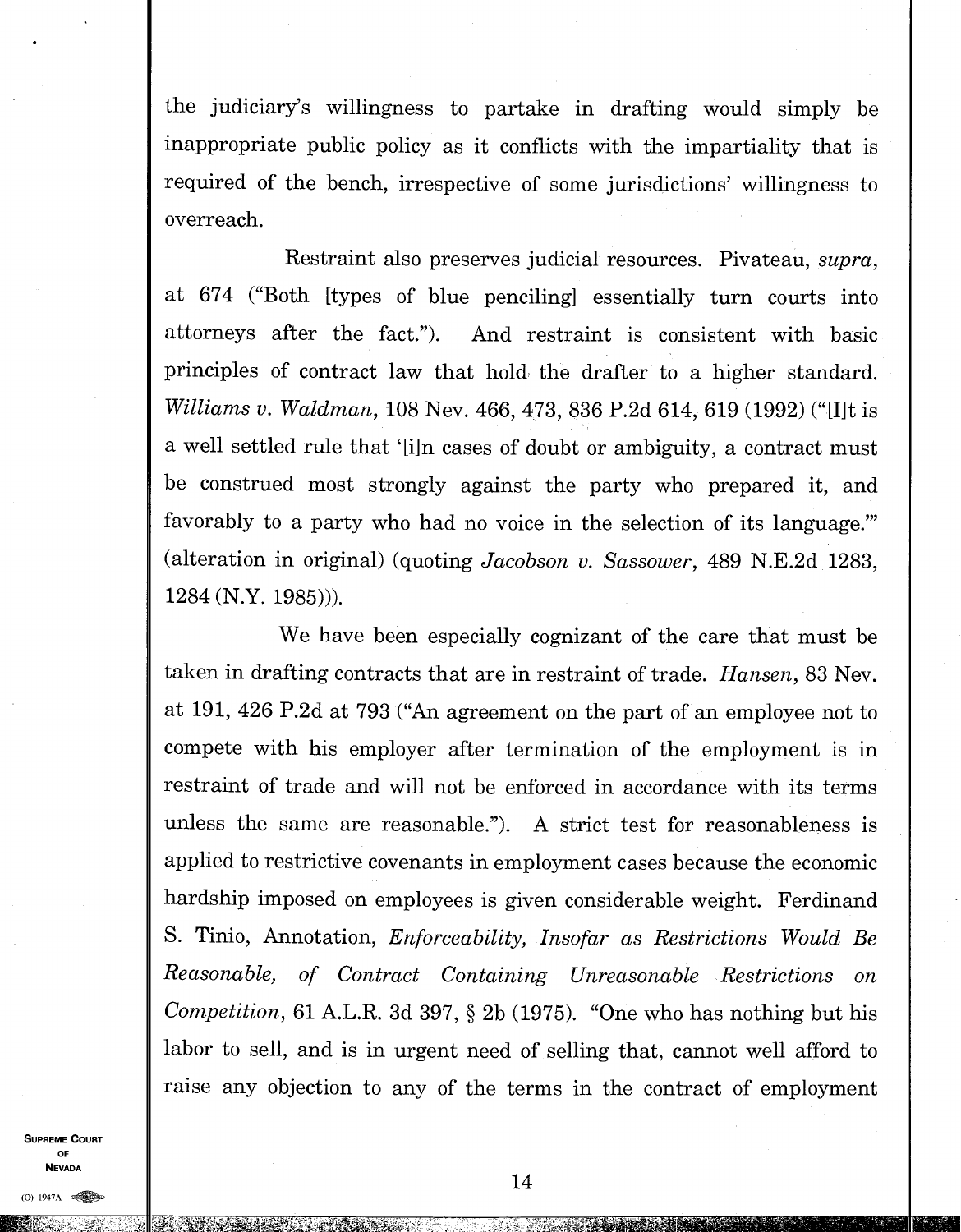the judiciary's willingness to partake in drafting would simply be inappropriate public policy as it conflicts with the impartiality that is required of the bench, irrespective of some jurisdictions' willingness to overreach.

Restraint also preserves judicial resources. Pivateau, *supra*, at 674 ("Both [types of blue penciling] essentially turn courts into attorneys after the fact."). And restraint is consistent with basic principles of contract law that hold the drafter to a higher standard. *Williams v. Waldman*, 108 Nev. 466, 473, 836 P.2d 614, 619 (1992) ("[I]t is a well settled rule that '[i]n cases of doubt or ambiguity, a contract must be construed most strongly against the party who prepared it, and favorably to a party who had no voice in the selection of its language.'" (alteration in original) (quoting *Jacobson v. Sassower*, 489 N.E.2d 1283, 1284 (N.Y. 1985))).

We have been especially cognizant of the care that must be taken in drafting contracts that are in restraint of trade. *Hansen*, 83 Nev. at 191, 426 P.2d at 793 ("An agreement on the part of an employee not to compete with his employer after termination of the employment is in restraint of trade and will not be enforced in accordance with its terms unless the same are reasonable."). A strict test for reasonableness is applied to restrictive covenants in employment cases because the economic hardship imposed on employees is given considerable weight. Ferdinand S. Tinio, Annotation, *Enforceability, Insofar as Restrictions Would Be Reasonable, of Contract Containing Unreasonable Restrictions on Competition*, 61 A.L.R. 3d 397, § 2b (1975). "One who has nothing but his labor to sell, and is in urgent need of selling that, cannot well afford to raise any objection to any of the terms in the contract of employment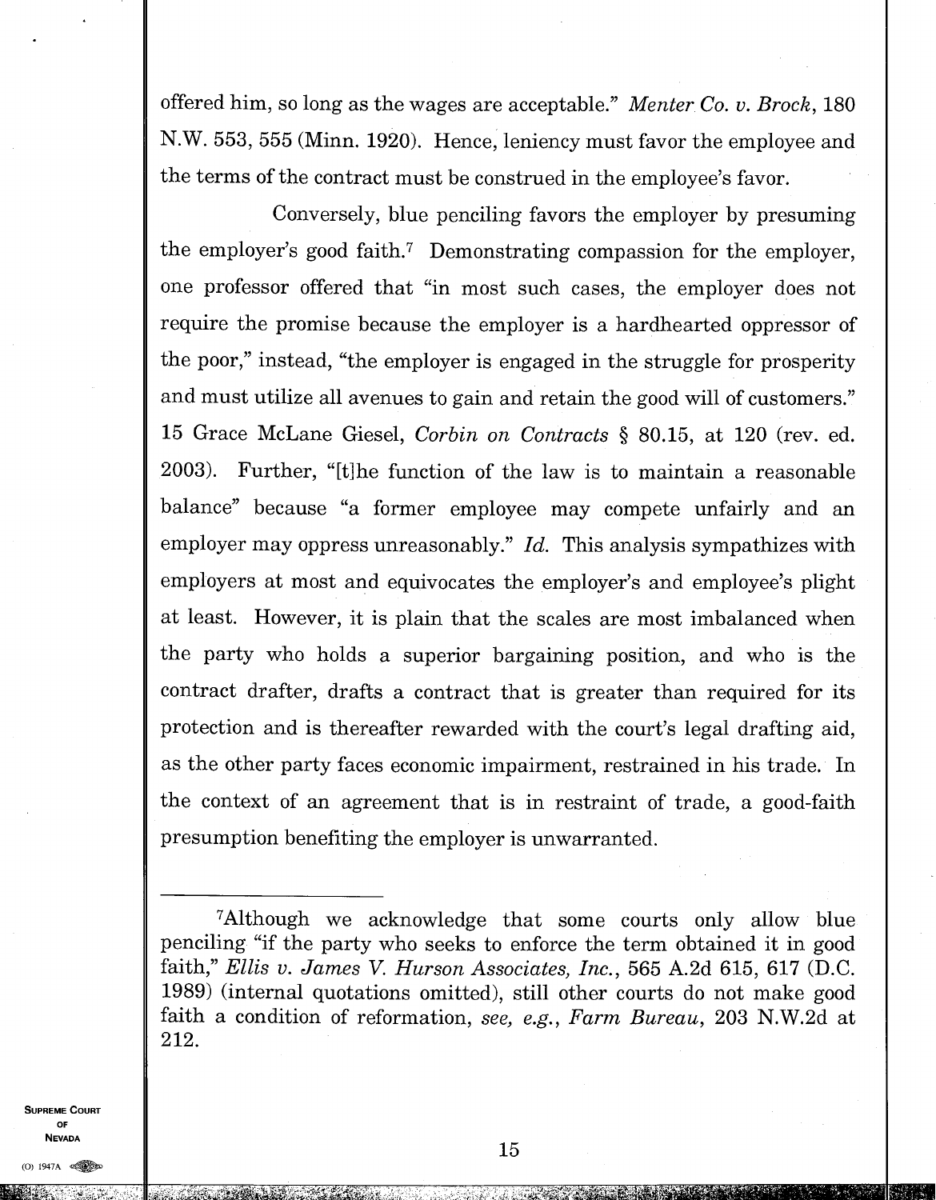offered him, so long as the wages are acceptable." *Menter Co. v. Brock*, 180 N.W. 553, 555 (Minn. 1920). Hence, leniency must favor the employee and the terms of the contract must be construed in the employee's favor.

Conversely, blue penciling favors the employer by presuming the employer's good faith.[7] Demonstrating compassion for the employer, one professor offered that "in most such cases, the employer does not require the promise because the employer is a hardhearted oppressor of the poor," instead, "the employer is engaged in the struggle for prosperity and must utilize all avenues to gain and retain the good will of customers." 15 Grace McLane Giesel, *Corbin on Contracts* § 80.15, at 120 (rev. ed. 2003). Further, "[t]he function of the law is to maintain a reasonable balance" because "a former employee may compete unfairly and an employer may oppress unreasonably." *Id.* This analysis sympathizes with employers at most and equivocates the employer's and employee's plight at least. However, it is plain that the scales are most imbalanced when the party who holds a superior bargaining position, and who is the contract drafter, drafts a contract that is greater than required for its protection and is thereafter rewarded with the court's legal drafting aid, as the other party faces economic impairment, restrained in his trade. In the context of an agreement that is in restraint of trade, a good-faith presumption benefiting the employer is unwarranted.

---

[7]Although we acknowledge that some courts only allow blue penciling "if the party who seeks to enforce the term obtained it in good faith," *Ellis v. James V. Hurson Associates, Inc.*, 565 A.2d 615, 617 (D.C. 1989) (internal quotations omitted), still other courts do not make good faith a condition of reformation, *see, e.g.*, *Farm Bureau*, 203 N.W.2d at 212.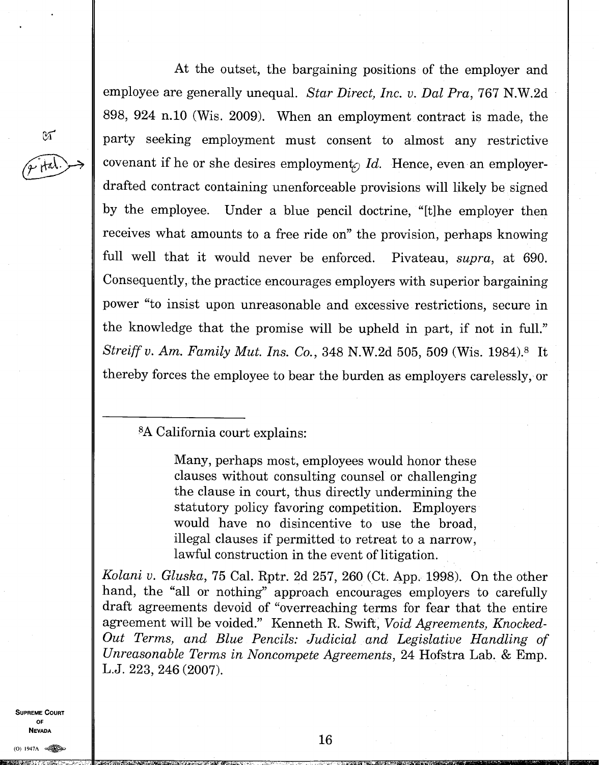At the outset, the bargaining positions of the employer and employee are generally unequal. *Star Direct, Inc. v. Dal Pra*, 767 N.W.2d 898, 924 n.10 (Wis. 2009). When an employment contract is made, the party seeking employment must consent to almost any restrictive covenant if he or she desires employment. *Id.* Hence, even an employer-drafted contract containing unenforceable provisions will likely be signed by the employee. Under a blue pencil doctrine, "[t]he employer then receives what amounts to a free ride on" the provision, perhaps knowing full well that it would never be enforced. Pivateau, *supra*, at 690. Consequently, the practice encourages employers with superior bargaining power "to insist upon unreasonable and excessive restrictions, secure in the knowledge that the promise will be upheld in part, if not in full." *Streiff v. Am. Family Mut. Ins. Co.*, 348 N.W.2d 505, 509 (Wis. 1984).[8] It thereby forces the employee to bear the burden as employers carelessly, or

---

[8]A California court explains:

> Many, perhaps most, employees would honor these clauses without consulting counsel or challenging the clause in court, thus directly undermining the statutory policy favoring competition. Employers would have no disincentive to use the broad, illegal clauses if permitted to retreat to a narrow, lawful construction in the event of litigation.

*Kolani v. Gluska*, 75 Cal. Rptr. 2d 257, 260 (Ct. App. 1998). On the other hand, the "all or nothing" approach encourages employers to carefully draft agreements devoid of "overreaching terms for fear that the entire agreement will be voided." Kenneth R. Swift, *Void Agreements, Knocked-Out Terms, and Blue Pencils: Judicial and Legislative Handling of Unreasonable Terms in Noncompete Agreements*, 24 Hofstra Lab. & Emp. L.J. 223, 246 (2007).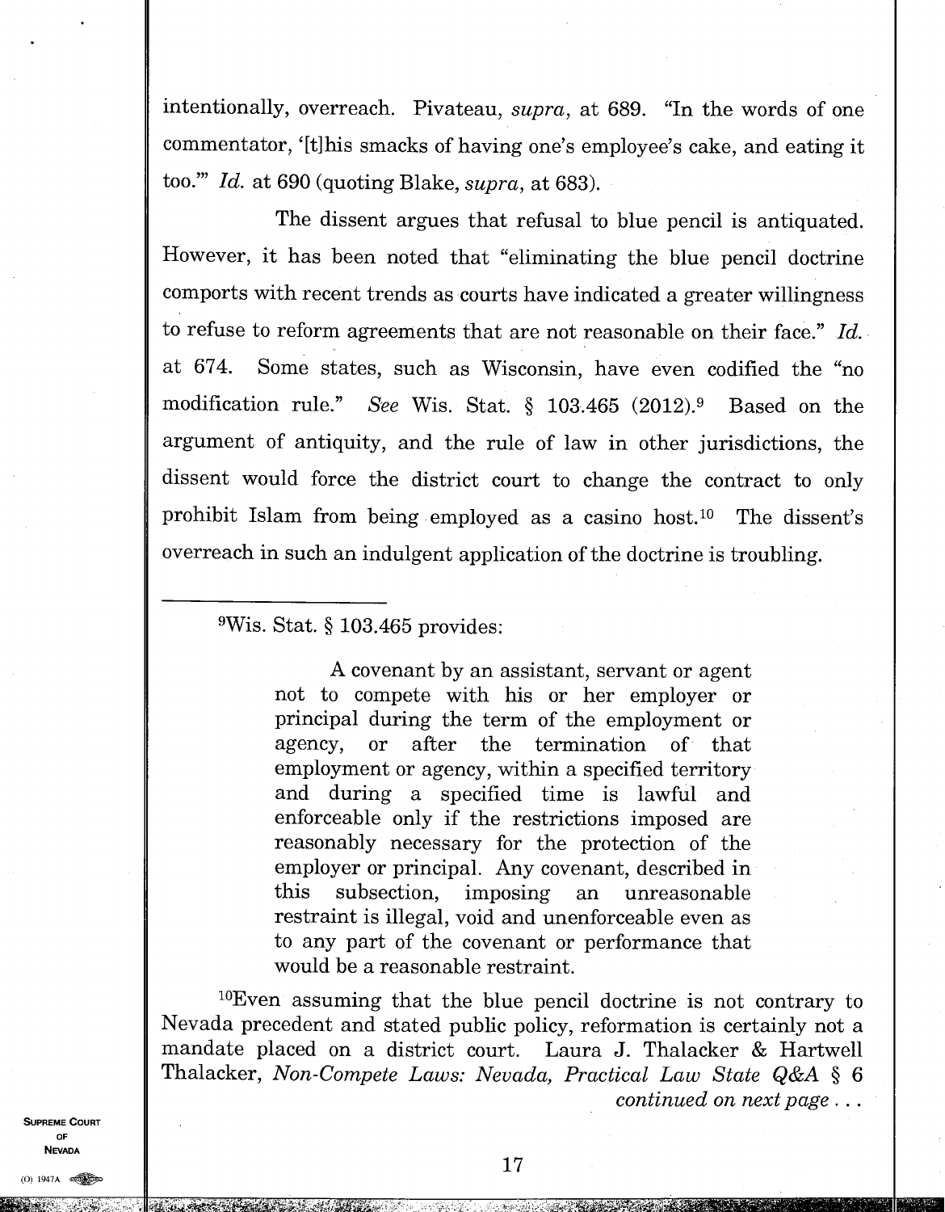intentionally, overreach. Pivateau, *supra*, at 689. "In the words of one commentator, '[t]his smacks of having one's employee's cake, and eating it too.'" *Id.* at 690 (quoting Blake, *supra*, at 683).

The dissent argues that refusal to blue pencil is antiquated. However, it has been noted that "eliminating the blue pencil doctrine comports with recent trends as courts have indicated a greater willingness to refuse to reform agreements that are not reasonable on their face." *Id.* at 674. Some states, such as Wisconsin, have even codified the "no modification rule." *See* Wis. Stat. § 103.465 (2012).[9] Based on the argument of antiquity, and the rule of law in other jurisdictions, the dissent would force the district court to change the contract to only prohibit Islam from being employed as a casino host.[10] The dissent's overreach in such an indulgent application of the doctrine is troubling.

---

[9]Wis. Stat. § 103.465 provides:

> A covenant by an assistant, servant or agent not to compete with his or her employer or principal during the term of the employment or agency, or after the termination of that employment or agency, within a specified territory and during a specified time is lawful and enforceable only if the restrictions imposed are reasonably necessary for the protection of the employer or principal. Any covenant, described in this subsection, imposing an unreasonable restraint is illegal, void and unenforceable even as to any part of the covenant or performance that would be a reasonable restraint.

[10]Even assuming that the blue pencil doctrine is not contrary to Nevada precedent and stated public policy, reformation is certainly not a mandate placed on a district court. Laura J. Thalacker & Hartwell Thalacker, *Non-Compete Laws: Nevada, Practical Law State Q&A* § 6

*continued on next page . . .*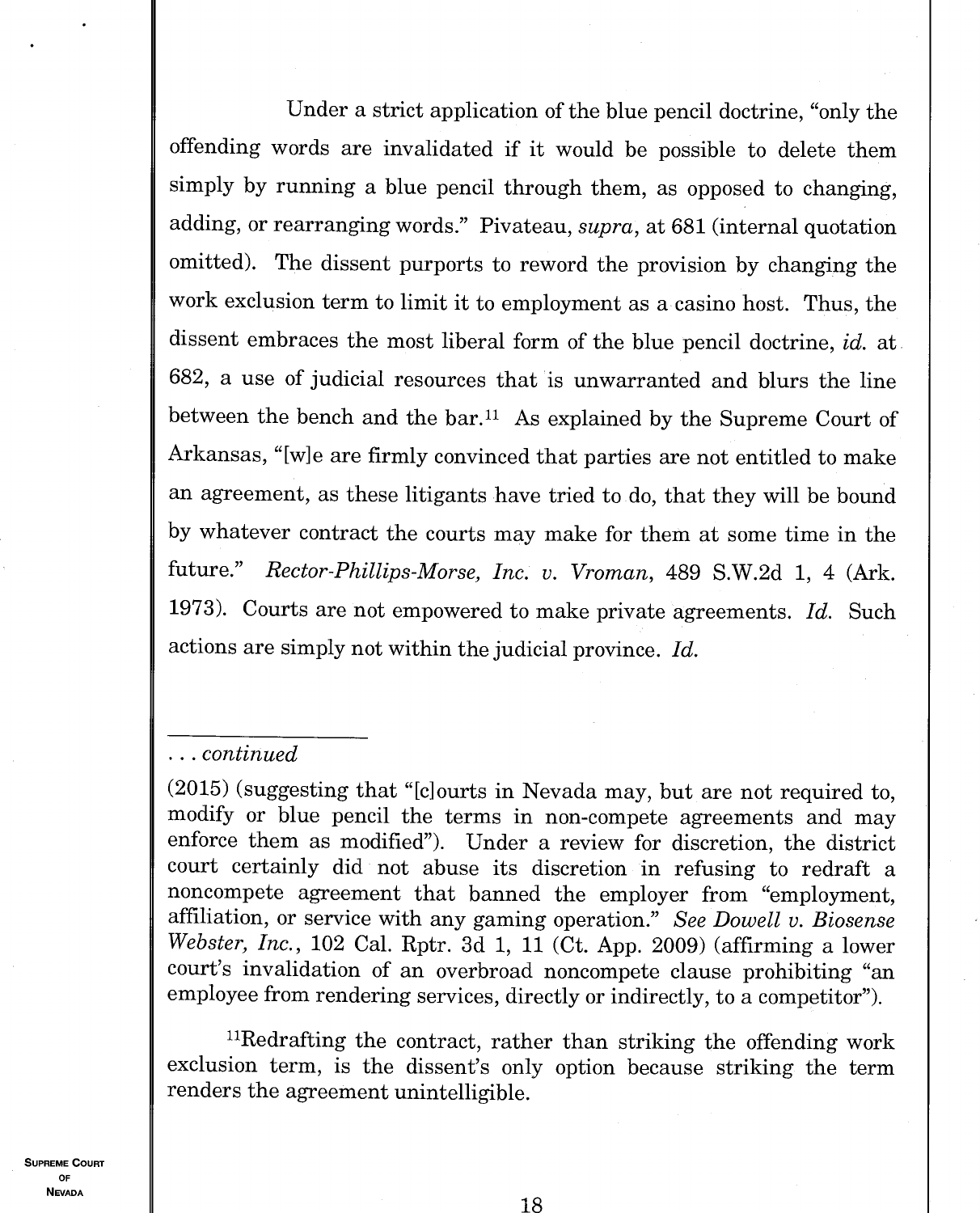Under a strict application of the blue pencil doctrine, "only the offending words are invalidated if it would be possible to delete them simply by running a blue pencil through them, as opposed to changing, adding, or rearranging words." Pivateau, *supra*, at 681 (internal quotation omitted). The dissent purports to reword the provision by changing the work exclusion term to limit it to employment as a casino host. Thus, the dissent embraces the most liberal form of the blue pencil doctrine, *id.* at 682, a use of judicial resources that is unwarranted and blurs the line between the bench and the bar.[11] As explained by the Supreme Court of Arkansas, "[w]e are firmly convinced that parties are not entitled to make an agreement, as these litigants have tried to do, that they will be bound by whatever contract the courts may make for them at some time in the future." *Rector-Phillips-Morse, Inc. v. Vroman*, 489 S.W.2d 1, 4 (Ark. 1973). Courts are not empowered to make private agreements. *Id.* Such actions are simply not within the judicial province. *Id.*

---

. . . *continued*

(2015) (suggesting that "[c]ourts in Nevada may, but are not required to, modify or blue pencil the terms in non-compete agreements and may enforce them as modified"). Under a review for discretion, the district court certainly did not abuse its discretion in refusing to redraft a noncompete agreement that banned the employer from "employment, affiliation, or service with any gaming operation." *See Dowell v. Biosense Webster, Inc.*, 102 Cal. Rptr. 3d 1, 11 (Ct. App. 2009) (affirming a lower court's invalidation of an overbroad noncompete clause prohibiting "an employee from rendering services, directly or indirectly, to a competitor").

[11]Redrafting the contract, rather than striking the offending work exclusion term, is the dissent's only option because striking the term renders the agreement unintelligible.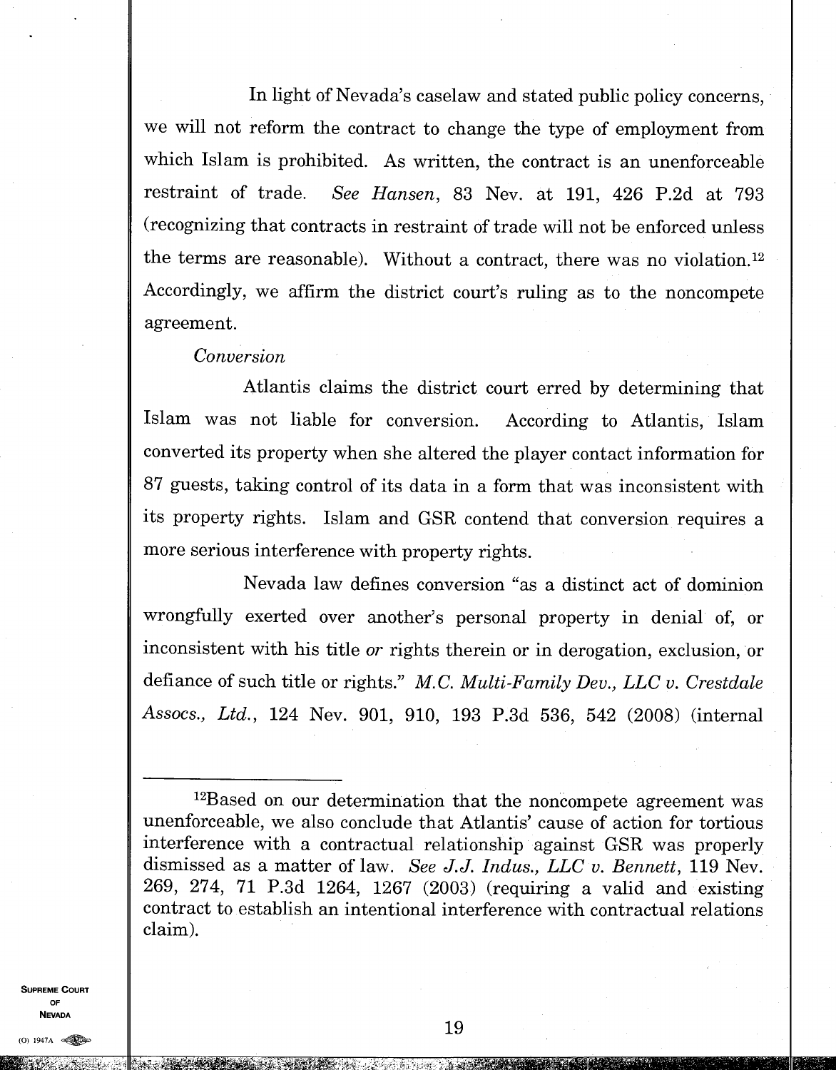In light of Nevada's caselaw and stated public policy concerns, we will not reform the contract to change the type of employment from which Islam is prohibited. As written, the contract is an unenforceable restraint of trade. *See Hansen*, 83 Nev. at 191, 426 P.2d at 793 (recognizing that contracts in restraint of trade will not be enforced unless the terms are reasonable). Without a contract, there was no violation.[12] Accordingly, we affirm the district court's ruling as to the noncompete agreement.

*Conversion*

Atlantis claims the district court erred by determining that Islam was not liable for conversion. According to Atlantis, Islam converted its property when she altered the player contact information for 87 guests, taking control of its data in a form that was inconsistent with its property rights. Islam and GSR contend that conversion requires a more serious interference with property rights.

Nevada law defines conversion "as a distinct act of dominion wrongfully exerted over another's personal property in denial of, or inconsistent with his title *or* rights therein or in derogation, exclusion, or defiance of such title or rights." *M.C. Multi-Family Dev., LLC v. Crestdale Assocs., Ltd.*, 124 Nev. 901, 910, 193 P.3d 536, 542 (2008) (internal

---

[12]Based on our determination that the noncompete agreement was unenforceable, we also conclude that Atlantis' cause of action for tortious interference with a contractual relationship against GSR was properly dismissed as a matter of law. *See J.J. Indus., LLC v. Bennett*, 119 Nev. 269, 274, 71 P.3d 1264, 1267 (2003) (requiring a valid and existing contract to establish an intentional interference with contractual relations claim).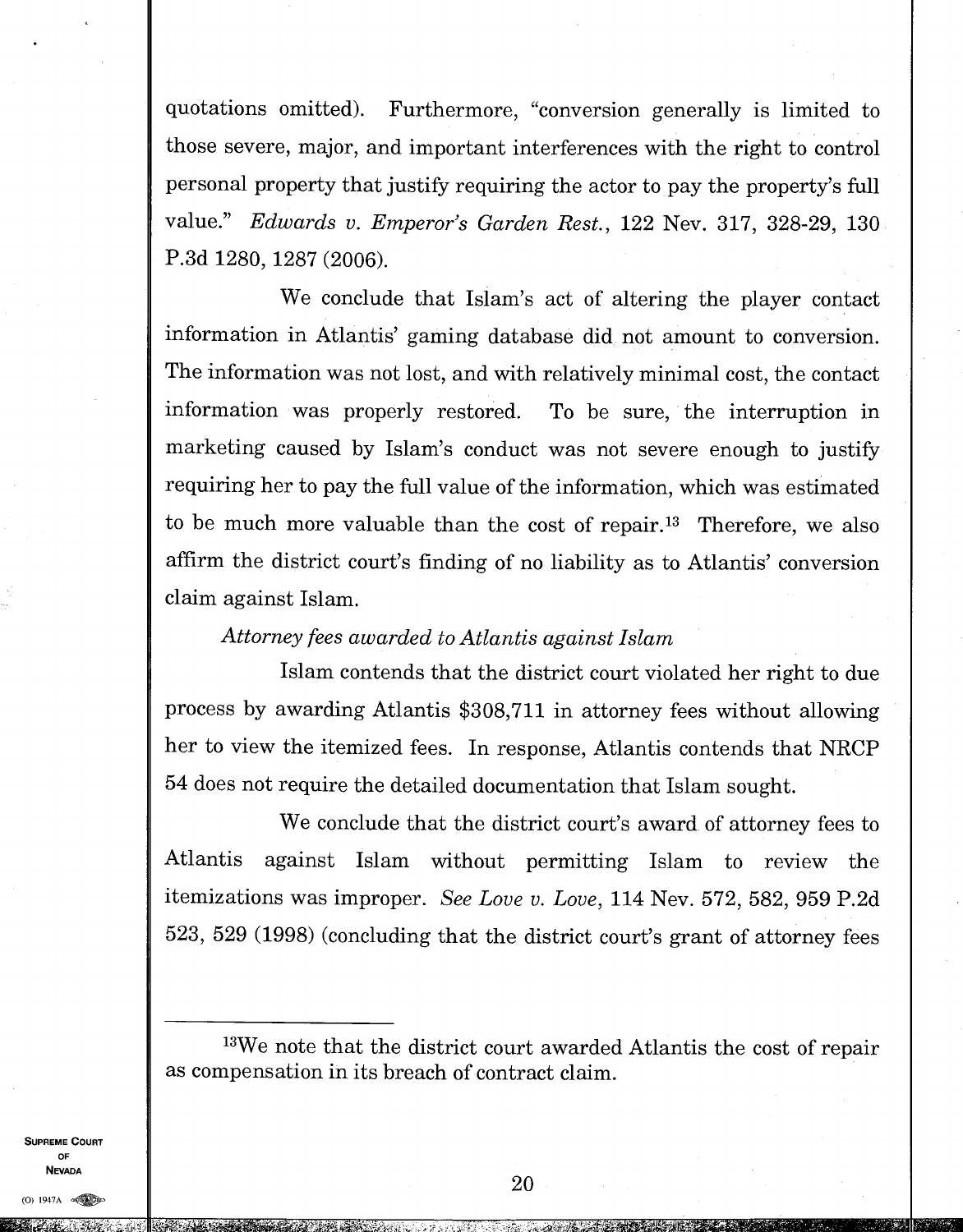quotations omitted). Furthermore, "conversion generally is limited to those severe, major, and important interferences with the right to control personal property that justify requiring the actor to pay the property's full value." *Edwards v. Emperor's Garden Rest.*, 122 Nev. 317, 328-29, 130 P.3d 1280, 1287 (2006).

We conclude that Islam's act of altering the player contact information in Atlantis' gaming database did not amount to conversion. The information was not lost, and with relatively minimal cost, the contact information was properly restored. To be sure, the interruption in marketing caused by Islam's conduct was not severe enough to justify requiring her to pay the full value of the information, which was estimated to be much more valuable than the cost of repair.[13] Therefore, we also affirm the district court's finding of no liability as to Atlantis' conversion claim against Islam.

*Attorney fees awarded to Atlantis against Islam*

Islam contends that the district court violated her right to due process by awarding Atlantis $308,711 in attorney fees without allowing her to view the itemized fees. In response, Atlantis contends that NRCP 54 does not require the detailed documentation that Islam sought.

We conclude that the district court's award of attorney fees to Atlantis against Islam without permitting Islam to review the itemizations was improper. *See Love v. Love*, 114 Nev. 572, 582, 959 P.2d 523, 529 (1998) (concluding that the district court's grant of attorney fees

---

[13]We note that the district court awarded Atlantis the cost of repair as compensation in its breach of contract claim.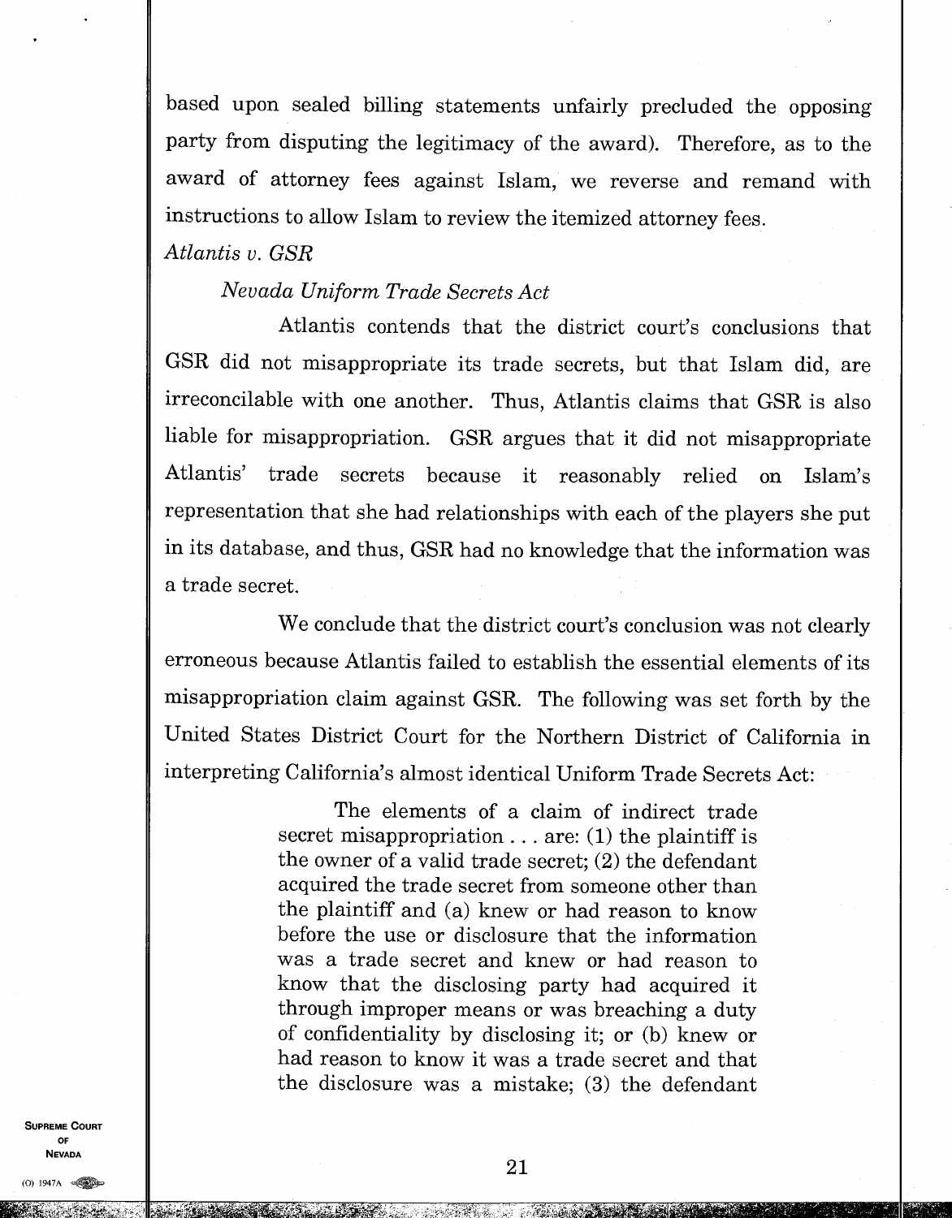based upon sealed billing statements unfairly precluded the opposing party from disputing the legitimacy of the award). Therefore, as to the award of attorney fees against Islam, we reverse and remand with instructions to allow Islam to review the itemized attorney fees.

*Atlantis v. GSR*

*Nevada Uniform Trade Secrets Act*

Atlantis contends that the district court's conclusions that GSR did not misappropriate its trade secrets, but that Islam did, are irreconcilable with one another. Thus, Atlantis claims that GSR is also liable for misappropriation. GSR argues that it did not misappropriate Atlantis' trade secrets because it reasonably relied on Islam's representation that she had relationships with each of the players she put in its database, and thus, GSR had no knowledge that the information was a trade secret.

We conclude that the district court's conclusion was not clearly erroneous because Atlantis failed to establish the essential elements of its misappropriation claim against GSR. The following was set forth by the United States District Court for the Northern District of California in interpreting California's almost identical Uniform Trade Secrets Act:

> The elements of a claim of indirect trade secret misappropriation . . . are: (1) the plaintiff is the owner of a valid trade secret; (2) the defendant acquired the trade secret from someone other than the plaintiff and (a) knew or had reason to know before the use or disclosure that the information was a trade secret and knew or had reason to know that the disclosing party had acquired it through improper means or was breaching a duty of confidentiality by disclosing it; or (b) knew or had reason to know it was a trade secret and that the disclosure was a mistake; (3) the defendant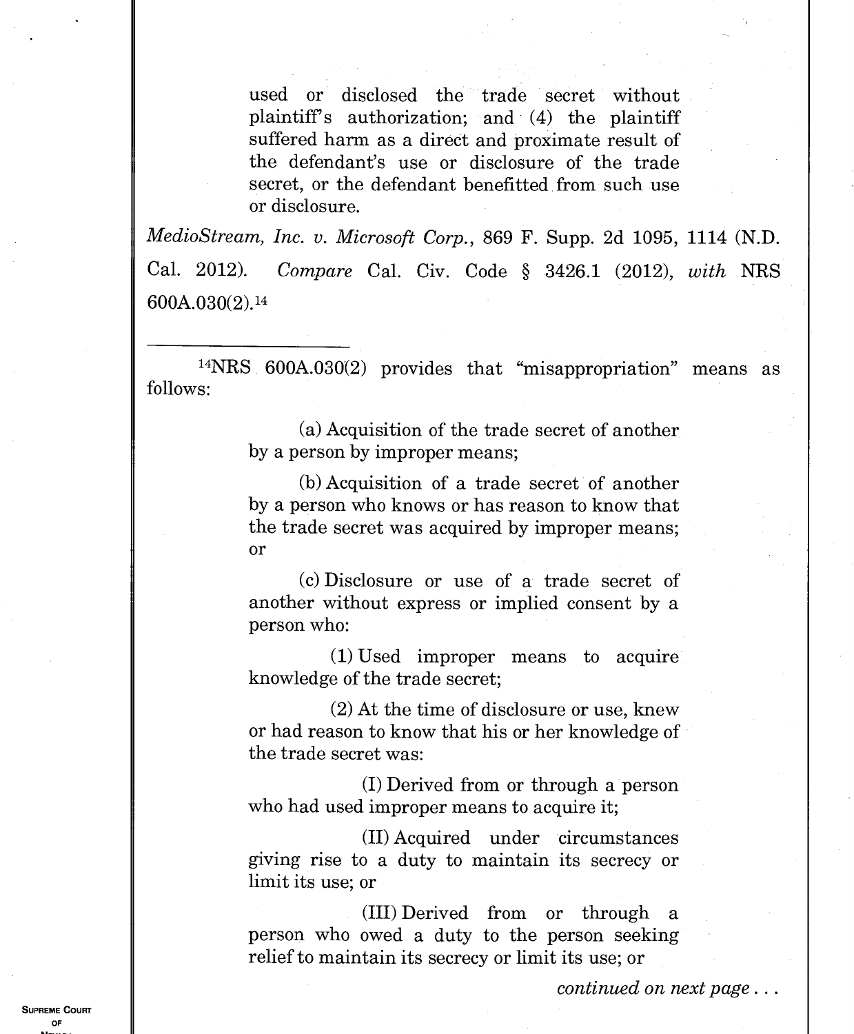> used or disclosed the trade secret without plaintiff's authorization; and (4) the plaintiff suffered harm as a direct and proximate result of the defendant's use or disclosure of the trade secret, or the defendant benefitted from such use or disclosure.

*MedioStream, Inc. v. Microsoft Corp.*, 869 F. Supp. 2d 1095, 1114 (N.D. Cal. 2012). *Compare* Cal. Civ. Code § 3426.1 (2012), *with* NRS 600A.030(2).[14]

---

[14]NRS 600A.030(2) provides that "misappropriation" means as follows:

> (a) Acquisition of the trade secret of another by a person by improper means;
>
> (b) Acquisition of a trade secret of another by a person who knows or has reason to know that the trade secret was acquired by improper means; or
>
> (c) Disclosure or use of a trade secret of another without express or implied consent by a person who:
>
> (1) Used improper means to acquire knowledge of the trade secret;
>
> (2) At the time of disclosure or use, knew or had reason to know that his or her knowledge of the trade secret was:
>
> (I) Derived from or through a person who had used improper means to acquire it;
>
> (II) Acquired under circumstances giving rise to a duty to maintain its secrecy or limit its use; or
>
> (III) Derived from or through a person who owed a duty to the person seeking relief to maintain its secrecy or limit its use; or

*continued on next page . . .*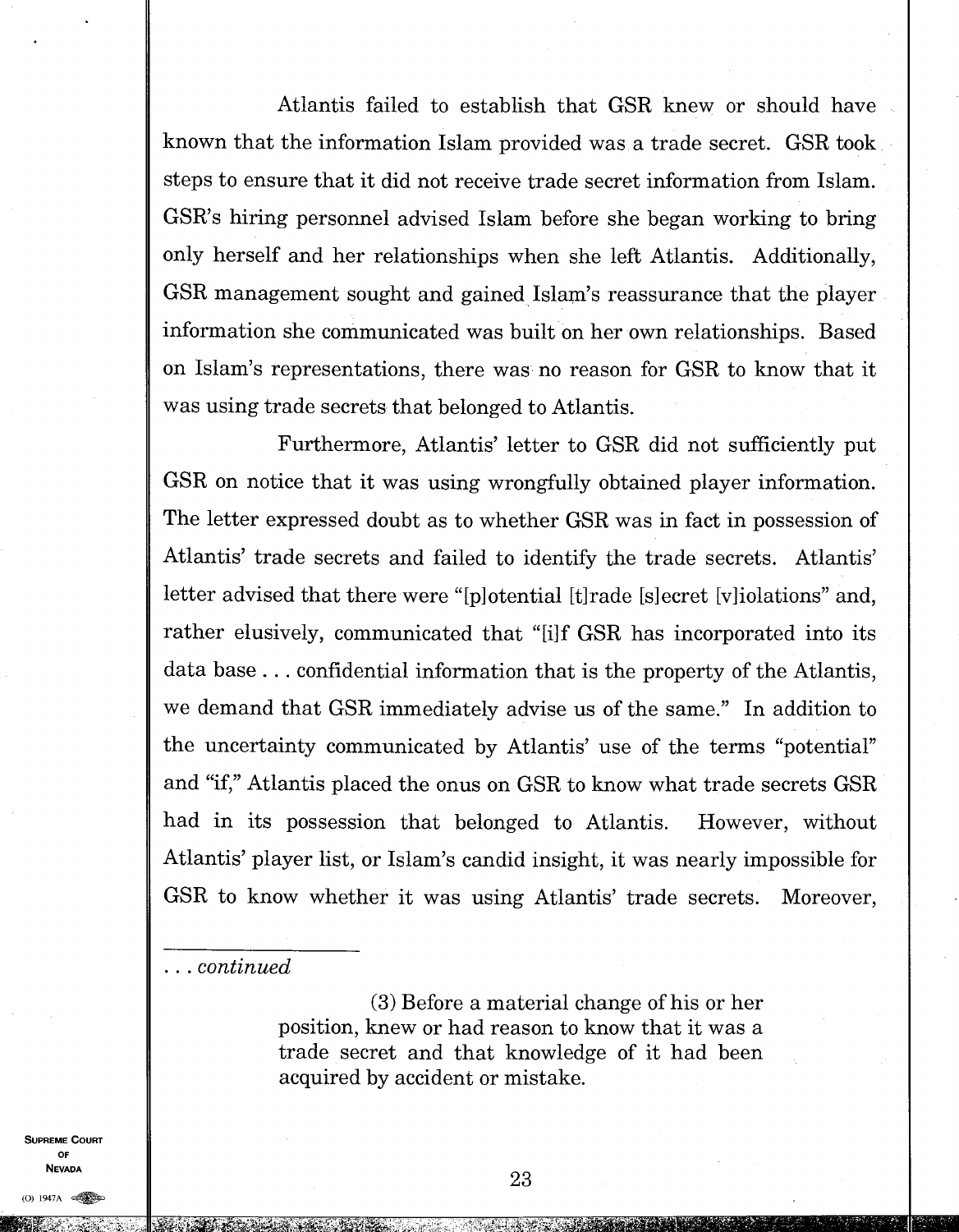Atlantis failed to establish that GSR knew or should have known that the information Islam provided was a trade secret. GSR took steps to ensure that it did not receive trade secret information from Islam. GSR's hiring personnel advised Islam before she began working to bring only herself and her relationships when she left Atlantis. Additionally, GSR management sought and gained Islam's reassurance that the player information she communicated was built on her own relationships. Based on Islam's representations, there was no reason for GSR to know that it was using trade secrets that belonged to Atlantis.

Furthermore, Atlantis' letter to GSR did not sufficiently put GSR on notice that it was using wrongfully obtained player information. The letter expressed doubt as to whether GSR was in fact in possession of Atlantis' trade secrets and failed to identify the trade secrets. Atlantis' letter advised that there were "[p]otential [t]rade [s]ecret [v]iolations" and, rather elusively, communicated that "[i]f GSR has incorporated into its data base . . . confidential information that is the property of the Atlantis, we demand that GSR immediately advise us of the same." In addition to the uncertainty communicated by Atlantis' use of the terms "potential" and "if," Atlantis placed the onus on GSR to know what trade secrets GSR had in its possession that belonged to Atlantis. However, without Atlantis' player list, or Islam's candid insight, it was nearly impossible for GSR to know whether it was using Atlantis' trade secrets. Moreover,

---

*. . . continued*

> (3) Before a material change of his or her position, knew or had reason to know that it was a trade secret and that knowledge of it had been acquired by accident or mistake.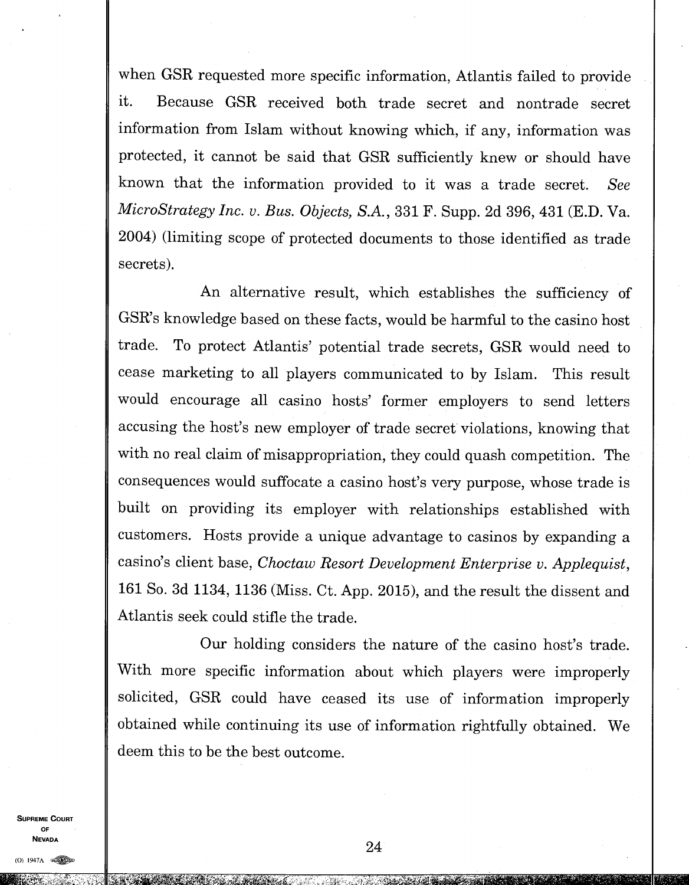when GSR requested more specific information, Atlantis failed to provide it. Because GSR received both trade secret and nontrade secret information from Islam without knowing which, if any, information was protected, it cannot be said that GSR sufficiently knew or should have known that the information provided to it was a trade secret. *See MicroStrategy Inc. v. Bus. Objects, S.A.*, 331 F. Supp. 2d 396, 431 (E.D. Va. 2004) (limiting scope of protected documents to those identified as trade secrets).

An alternative result, which establishes the sufficiency of GSR's knowledge based on these facts, would be harmful to the casino host trade. To protect Atlantis' potential trade secrets, GSR would need to cease marketing to all players communicated to by Islam. This result would encourage all casino hosts' former employers to send letters accusing the host's new employer of trade secret violations, knowing that with no real claim of misappropriation, they could quash competition. The consequences would suffocate a casino host's very purpose, whose trade is built on providing its employer with relationships established with customers. Hosts provide a unique advantage to casinos by expanding a casino's client base, *Choctaw Resort Development Enterprise v. Applequist*, 161 So. 3d 1134, 1136 (Miss. Ct. App. 2015), and the result the dissent and Atlantis seek could stifle the trade.

Our holding considers the nature of the casino host's trade. With more specific information about which players were improperly solicited, GSR could have ceased its use of information improperly obtained while continuing its use of information rightfully obtained. We deem this to be the best outcome.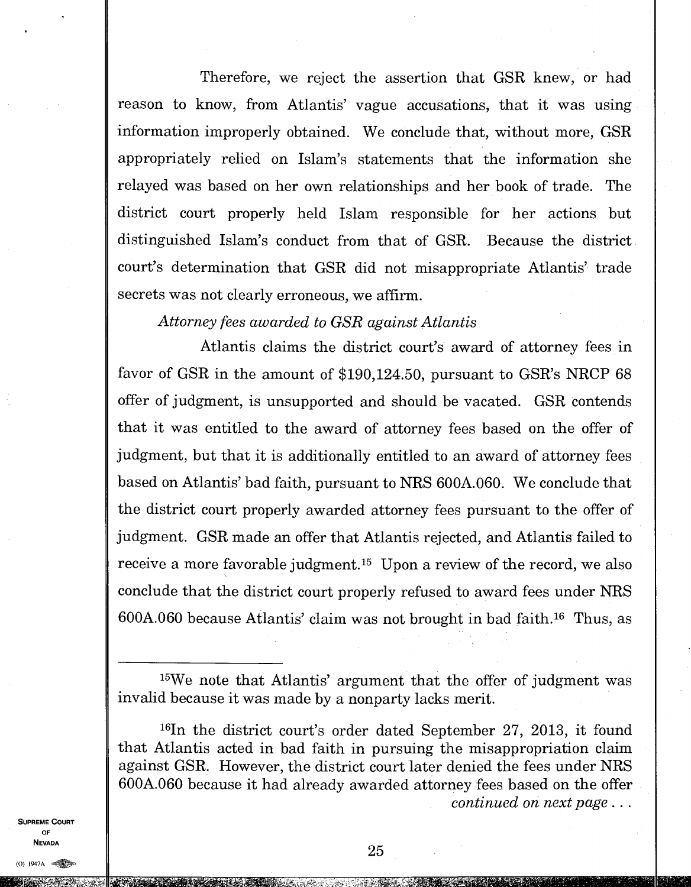Therefore, we reject the assertion that GSR knew, or had reason to know, from Atlantis' vague accusations, that it was using information improperly obtained. We conclude that, without more, GSR appropriately relied on Islam's statements that the information she relayed was based on her own relationships and her book of trade. The district court properly held Islam responsible for her actions but distinguished Islam's conduct from that of GSR. Because the district court's determination that GSR did not misappropriate Atlantis' trade secrets was not clearly erroneous, we affirm.

*Attorney fees awarded to GSR against Atlantis*

Atlantis claims the district court's award of attorney fees in favor of GSR in the amount of $190,124.50, pursuant to GSR's NRCP 68 offer of judgment, is unsupported and should be vacated. GSR contends that it was entitled to the award of attorney fees based on the offer of judgment, but that it is additionally entitled to an award of attorney fees based on Atlantis' bad faith, pursuant to NRS 600A.060. We conclude that the district court properly awarded attorney fees pursuant to the offer of judgment. GSR made an offer that Atlantis rejected, and Atlantis failed to receive a more favorable judgment.[15] Upon a review of the record, we also conclude that the district court properly refused to award fees under NRS 600A.060 because Atlantis' claim was not brought in bad faith.[16] Thus, as

---

[15]We note that Atlantis' argument that the offer of judgment was invalid because it was made by a nonparty lacks merit.

[16]In the district court's order dated September 27, 2013, it found that Atlantis acted in bad faith in pursuing the misappropriation claim against GSR. However, the district court later denied the fees under NRS 600A.060 because it had already awarded attorney fees based on the offer

*continued on next page . . .*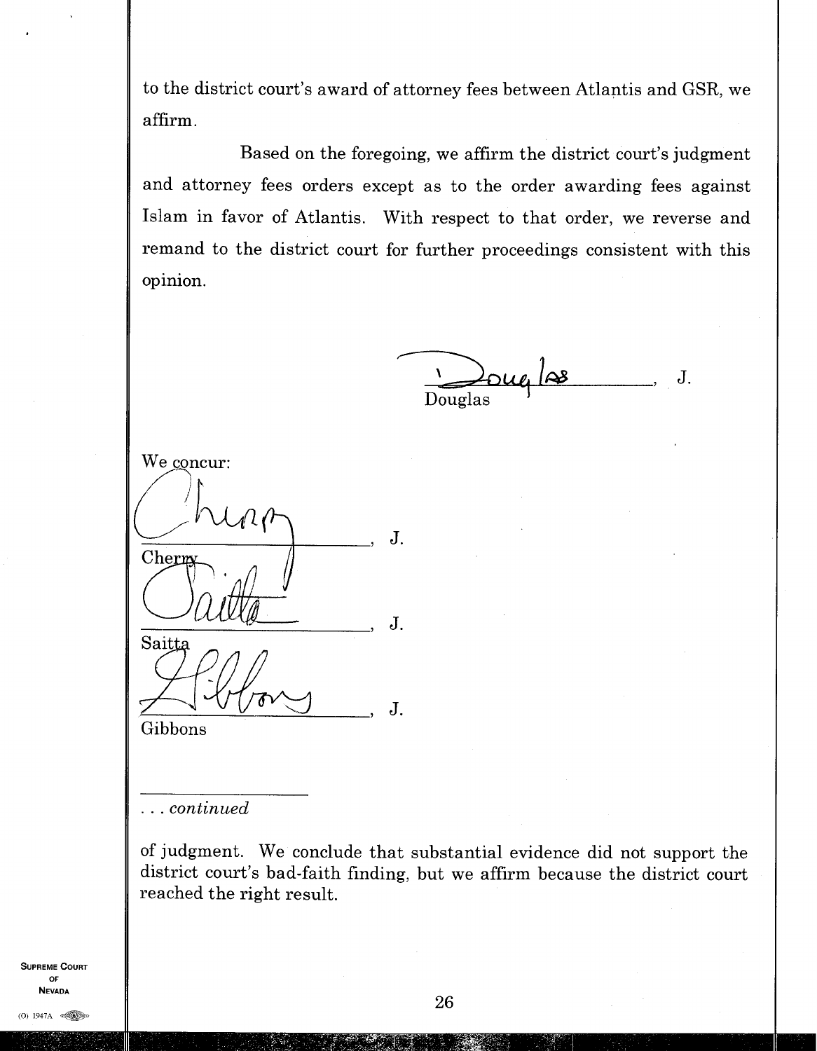to the district court's award of attorney fees between Atlantis and GSR, we affirm.

Based on the foregoing, we affirm the district court's judgment and attorney fees orders except as to the order awarding fees against Islam in favor of Atlantis. With respect to that order, we reverse and remand to the district court for further proceedings consistent with this opinion.

_______________, J.
Douglas

We concur:

_______________, J.
Cherry

_______________, J.
Saitta

_______________, J.
Gibbons

---

*. . . continued*

of judgment. We conclude that substantial evidence did not support the district court's bad-faith finding, but we affirm because the district court reached the right result.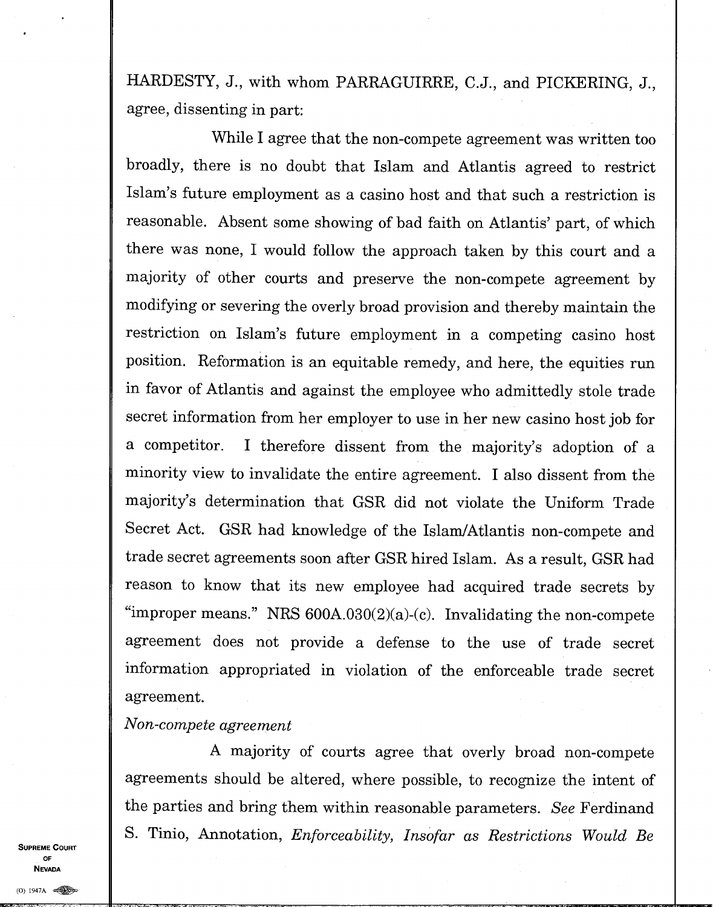HARDESTY, J., with whom PARRAGUIRRE, C.J., and PICKERING, J., agree, dissenting in part:

While I agree that the non-compete agreement was written too broadly, there is no doubt that Islam and Atlantis agreed to restrict Islam's future employment as a casino host and that such a restriction is reasonable. Absent some showing of bad faith on Atlantis' part, of which there was none, I would follow the approach taken by this court and a majority of other courts and preserve the non-compete agreement by modifying or severing the overly broad provision and thereby maintain the restriction on Islam's future employment in a competing casino host position. Reformation is an equitable remedy, and here, the equities run in favor of Atlantis and against the employee who admittedly stole trade secret information from her employer to use in her new casino host job for a competitor. I therefore dissent from the majority's adoption of a minority view to invalidate the entire agreement. I also dissent from the majority's determination that GSR did not violate the Uniform Trade Secret Act. GSR had knowledge of the Islam/Atlantis non-compete and trade secret agreements soon after GSR hired Islam. As a result, GSR had reason to know that its new employee had acquired trade secrets by "improper means." NRS 600A.030(2)(a)-(c). Invalidating the non-compete agreement does not provide a defense to the use of trade secret information appropriated in violation of the enforceable trade secret agreement.

*Non-compete agreement*

A majority of courts agree that overly broad non-compete agreements should be altered, where possible, to recognize the intent of the parties and bring them within reasonable parameters. *See* Ferdinand S. Tinio, Annotation, *Enforceability, Insofar as Restrictions Would Be*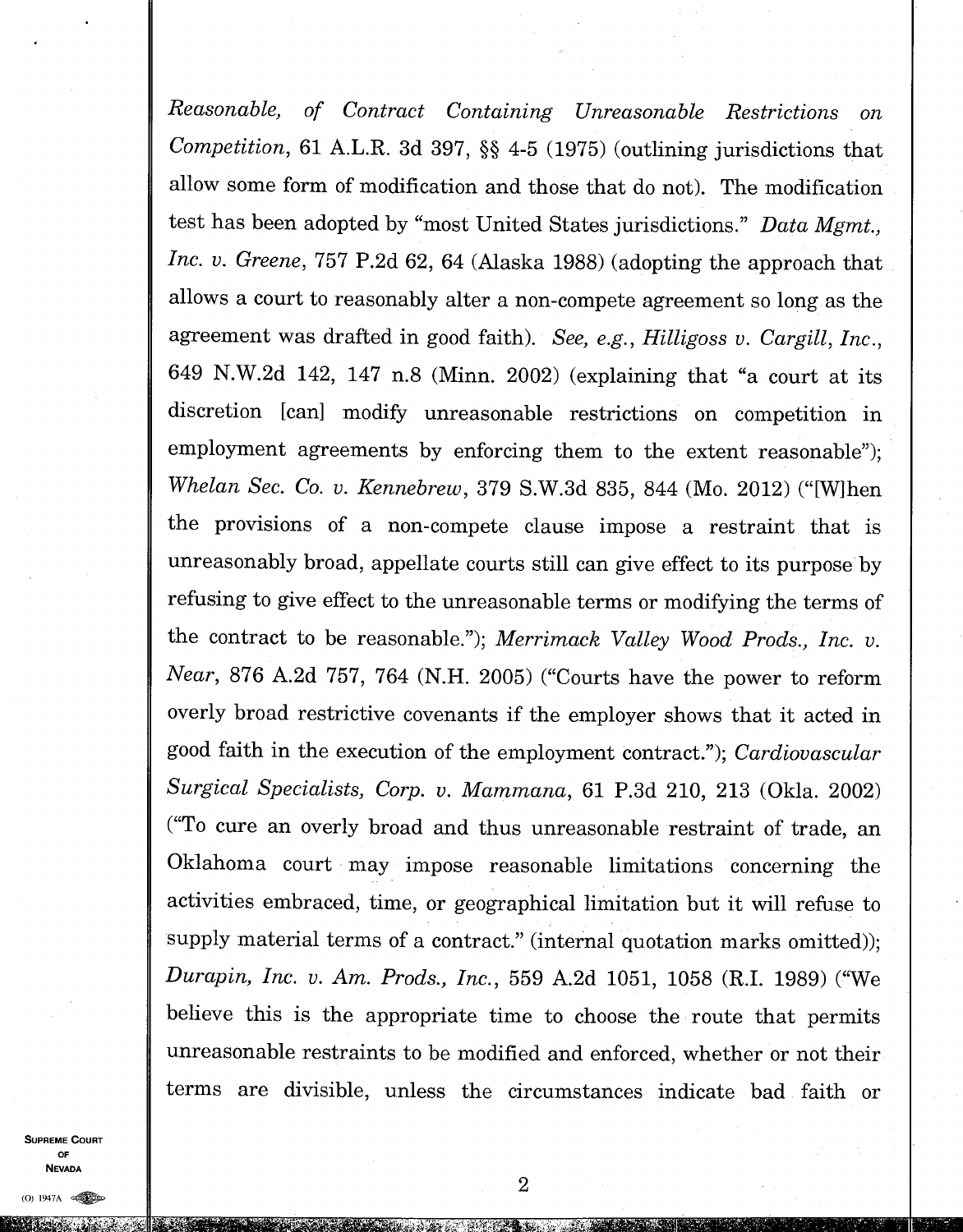*Reasonable, of Contract Containing Unreasonable Restrictions on Competition*, 61 A.L.R. 3d 397, §§ 4-5 (1975) (outlining jurisdictions that allow some form of modification and those that do not). The modification test has been adopted by "most United States jurisdictions." *Data Mgmt., Inc. v. Greene*, 757 P.2d 62, 64 (Alaska 1988) (adopting the approach that allows a court to reasonably alter a non-compete agreement so long as the agreement was drafted in good faith). *See, e.g., Hilligoss v. Cargill, Inc.*, 649 N.W.2d 142, 147 n.8 (Minn. 2002) (explaining that "a court at its discretion [can] modify unreasonable restrictions on competition in employment agreements by enforcing them to the extent reasonable"); *Whelan Sec. Co. v. Kennebrew*, 379 S.W.3d 835, 844 (Mo. 2012) ("[W]hen the provisions of a non-compete clause impose a restraint that is unreasonably broad, appellate courts still can give effect to its purpose by refusing to give effect to the unreasonable terms or modifying the terms of the contract to be reasonable."); *Merrimack Valley Wood Prods., Inc. v. Near*, 876 A.2d 757, 764 (N.H. 2005) ("Courts have the power to reform overly broad restrictive covenants if the employer shows that it acted in good faith in the execution of the employment contract."); *Cardiovascular Surgical Specialists, Corp. v. Mammana*, 61 P.3d 210, 213 (Okla. 2002) ("To cure an overly broad and thus unreasonable restraint of trade, an Oklahoma court may impose reasonable limitations concerning the activities embraced, time, or geographical limitation but it will refuse to supply material terms of a contract." (internal quotation marks omitted)); *Durapin, Inc. v. Am. Prods., Inc.*, 559 A.2d 1051, 1058 (R.I. 1989) ("We believe this is the appropriate time to choose the route that permits unreasonable restraints to be modified and enforced, whether or not their terms are divisible, unless the circumstances indicate bad faith or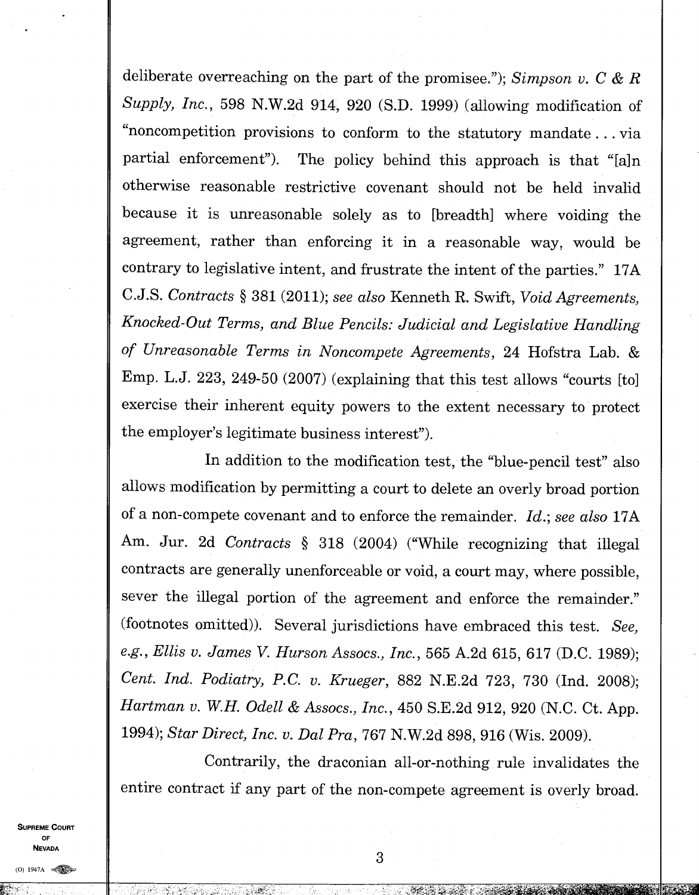deliberate overreaching on the part of the promisee."); *Simpson v. C & R Supply, Inc.*, 598 N.W.2d 914, 920 (S.D. 1999) (allowing modification of "noncompetition provisions to conform to the statutory mandate . . . via partial enforcement"). The policy behind this approach is that "[a]n otherwise reasonable restrictive covenant should not be held invalid because it is unreasonable solely as to [breadth] where voiding the agreement, rather than enforcing it in a reasonable way, would be contrary to legislative intent, and frustrate the intent of the parties." 17A C.J.S. *Contracts* § 381 (2011); *see also* Kenneth R. Swift, *Void Agreements, Knocked-Out Terms, and Blue Pencils: Judicial and Legislative Handling of Unreasonable Terms in Noncompete Agreements*, 24 Hofstra Lab. & Emp. L.J. 223, 249-50 (2007) (explaining that this test allows "courts [to] exercise their inherent equity powers to the extent necessary to protect the employer's legitimate business interest").

In addition to the modification test, the "blue-pencil test" also allows modification by permitting a court to delete an overly broad portion of a non-compete covenant and to enforce the remainder. *Id.*; *see also* 17A Am. Jur. 2d *Contracts* § 318 (2004) ("While recognizing that illegal contracts are generally unenforceable or void, a court may, where possible, sever the illegal portion of the agreement and enforce the remainder." (footnotes omitted)). Several jurisdictions have embraced this test. *See, e.g.*, *Ellis v. James V. Hurson Assocs., Inc.*, 565 A.2d 615, 617 (D.C. 1989); *Cent. Ind. Podiatry, P.C. v. Krueger*, 882 N.E.2d 723, 730 (Ind. 2008); *Hartman v. W.H. Odell & Assocs., Inc.*, 450 S.E.2d 912, 920 (N.C. Ct. App. 1994); *Star Direct, Inc. v. Dal Pra*, 767 N.W.2d 898, 916 (Wis. 2009).

Contrarily, the draconian all-or-nothing rule invalidates the entire contract if any part of the non-compete agreement is overly broad.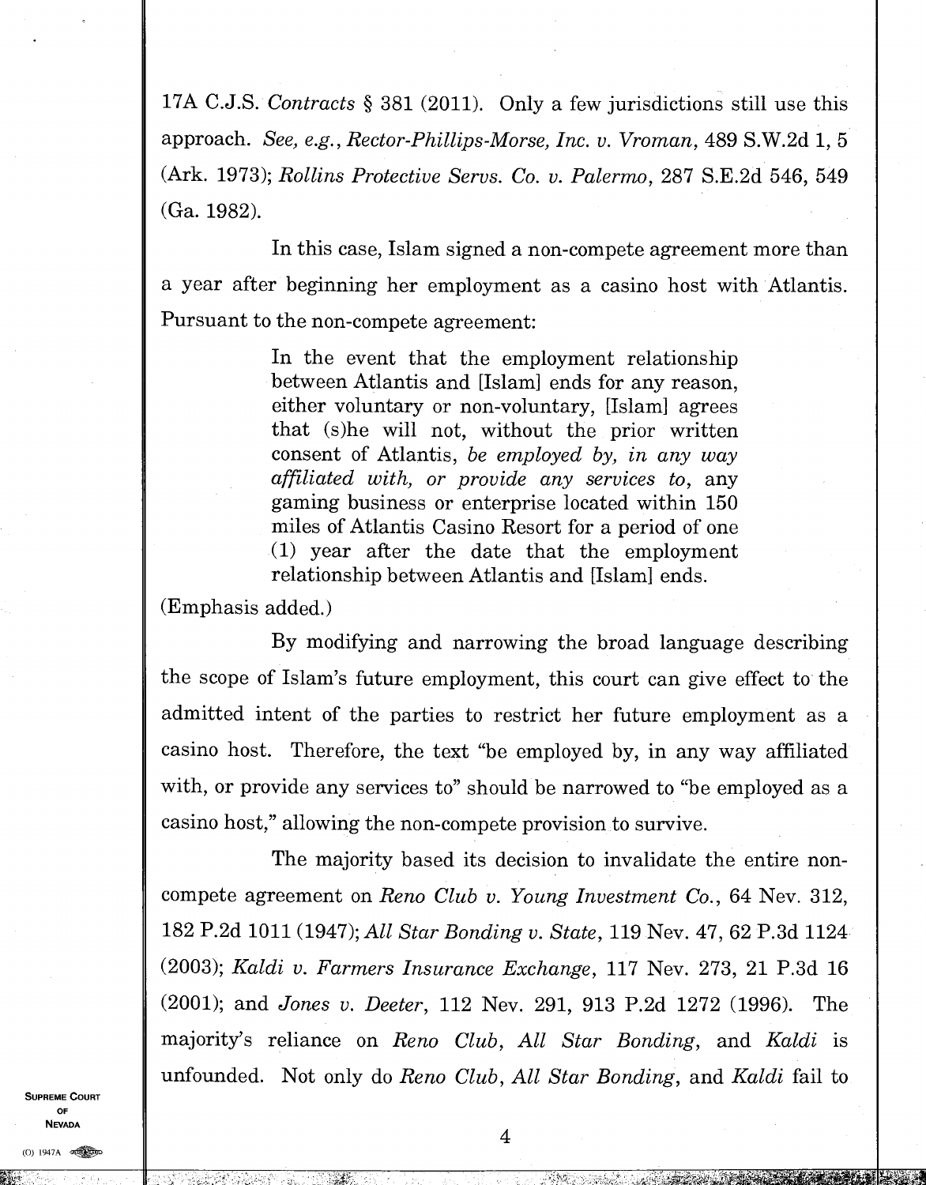17A C.J.S. *Contracts* § 381 (2011). Only a few jurisdictions still use this approach. *See, e.g., Rector-Phillips-Morse, Inc. v. Vroman*, 489 S.W.2d 1, 5 (Ark. 1973); *Rollins Protective Servs. Co. v. Palermo*, 287 S.E.2d 546, 549 (Ga. 1982).

In this case, Islam signed a non-compete agreement more than a year after beginning her employment as a casino host with Atlantis. Pursuant to the non-compete agreement:

> In the event that the employment relationship between Atlantis and [Islam] ends for any reason, either voluntary or non-voluntary, [Islam] agrees that (s)he will not, without the prior written consent of Atlantis, *be employed by, in any way affiliated with, or provide any services to*, any gaming business or enterprise located within 150 miles of Atlantis Casino Resort for a period of one (1) year after the date that the employment relationship between Atlantis and [Islam] ends.

(Emphasis added.)

By modifying and narrowing the broad language describing the scope of Islam's future employment, this court can give effect to the admitted intent of the parties to restrict her future employment as a casino host. Therefore, the text "be employed by, in any way affiliated with, or provide any services to" should be narrowed to "be employed as a casino host," allowing the non-compete provision to survive.

The majority based its decision to invalidate the entire non-compete agreement on *Reno Club v. Young Investment Co.*, 64 Nev. 312, 182 P.2d 1011 (1947); *All Star Bonding v. State*, 119 Nev. 47, 62 P.3d 1124 (2003); *Kaldi v. Farmers Insurance Exchange*, 117 Nev. 273, 21 P.3d 16 (2001); and *Jones v. Deeter*, 112 Nev. 291, 913 P.2d 1272 (1996). The majority's reliance on *Reno Club*, *All Star Bonding*, and *Kaldi* is unfounded. Not only do *Reno Club*, *All Star Bonding*, and *Kaldi* fail to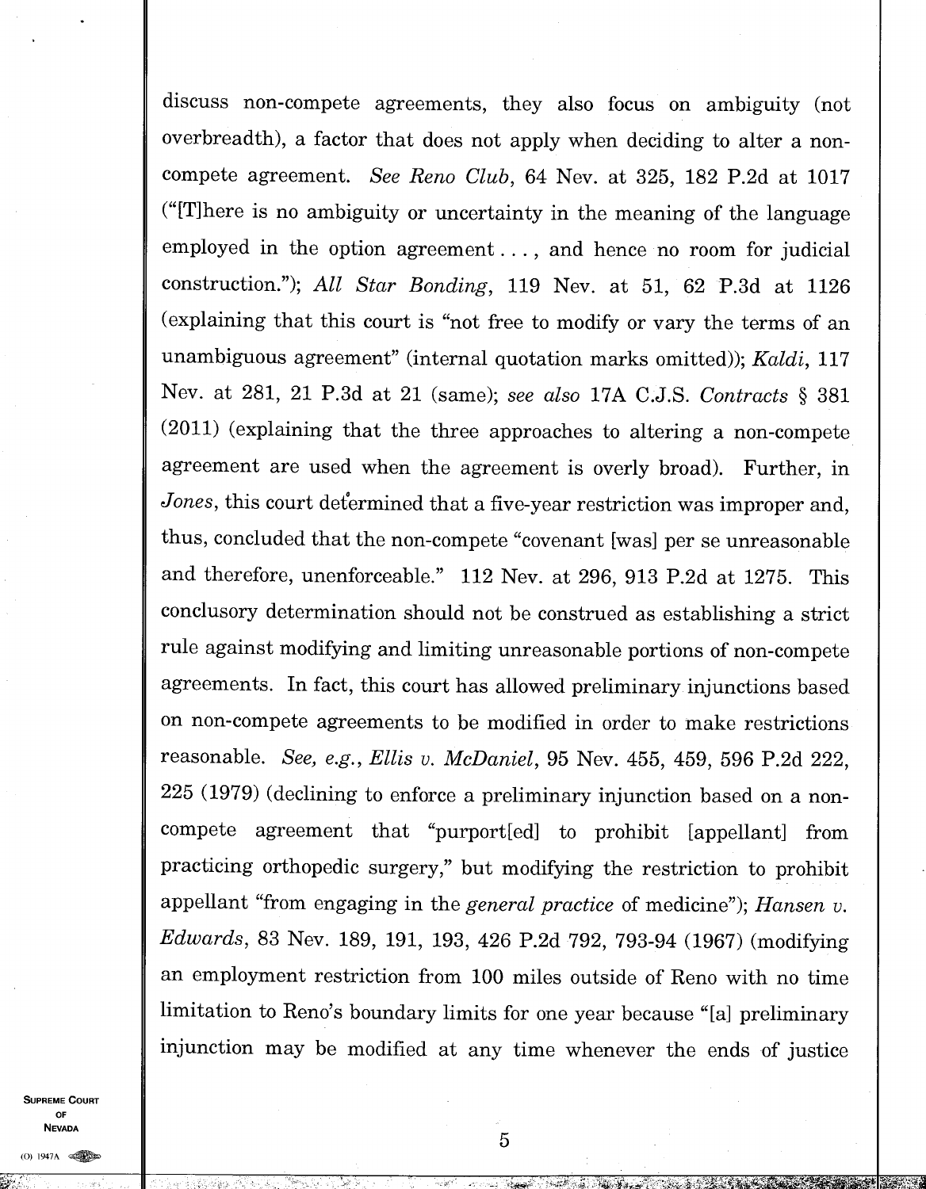discuss non-compete agreements, they also focus on ambiguity (not overbreadth), a factor that does not apply when deciding to alter a non-compete agreement. *See Reno Club*, 64 Nev. at 325, 182 P.2d at 1017 ("[T]here is no ambiguity or uncertainty in the meaning of the language employed in the option agreement . . . , and hence no room for judicial construction."); *All Star Bonding*, 119 Nev. at 51, 62 P.3d at 1126 (explaining that this court is "not free to modify or vary the terms of an unambiguous agreement" (internal quotation marks omitted)); *Kaldi*, 117 Nev. at 281, 21 P.3d at 21 (same); *see also* 17A C.J.S. *Contracts* § 381 (2011) (explaining that the three approaches to altering a non-compete agreement are used when the agreement is overly broad). Further, in *Jones*, this court determined that a five-year restriction was improper and, thus, concluded that the non-compete "covenant [was] per se unreasonable and therefore, unenforceable." 112 Nev. at 296, 913 P.2d at 1275. This conclusory determination should not be construed as establishing a strict rule against modifying and limiting unreasonable portions of non-compete agreements. In fact, this court has allowed preliminary injunctions based on non-compete agreements to be modified in order to make restrictions reasonable. *See, e.g., Ellis v. McDaniel*, 95 Nev. 455, 459, 596 P.2d 222, 225 (1979) (declining to enforce a preliminary injunction based on a non-compete agreement that "purport[ed] to prohibit [appellant] from practicing orthopedic surgery," but modifying the restriction to prohibit appellant "from engaging in the *general practice* of medicine"); *Hansen v. Edwards*, 83 Nev. 189, 191, 193, 426 P.2d 792, 793-94 (1967) (modifying an employment restriction from 100 miles outside of Reno with no time limitation to Reno's boundary limits for one year because "[a] preliminary injunction may be modified at any time whenever the ends of justice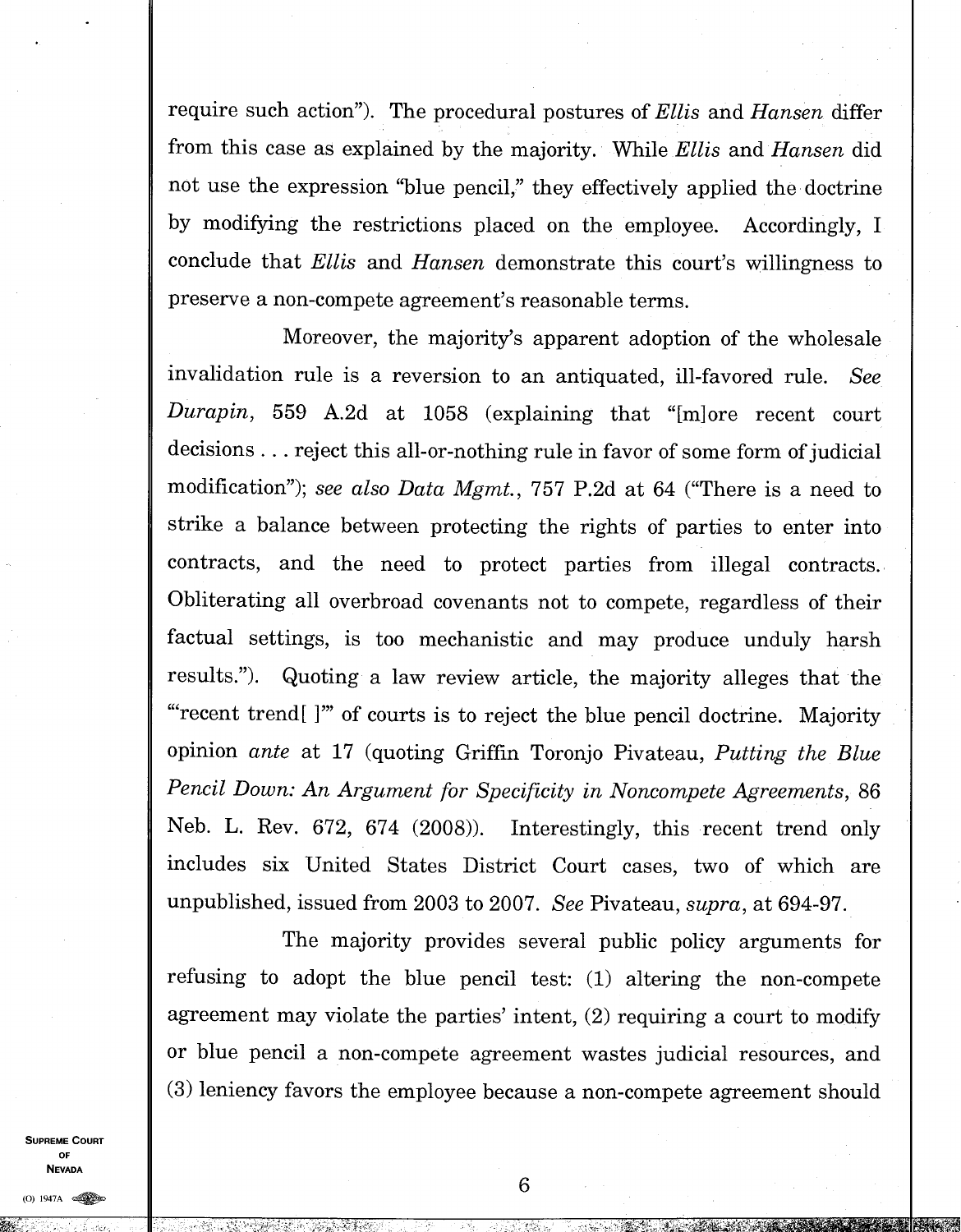require such action"). The procedural postures of *Ellis* and *Hansen* differ from this case as explained by the majority. While *Ellis* and *Hansen* did not use the expression "blue pencil," they effectively applied the doctrine by modifying the restrictions placed on the employee. Accordingly, I conclude that *Ellis* and *Hansen* demonstrate this court's willingness to preserve a non-compete agreement's reasonable terms.

Moreover, the majority's apparent adoption of the wholesale invalidation rule is a reversion to an antiquated, ill-favored rule. *See Durapin*, 559 A.2d at 1058 (explaining that "[m]ore recent court decisions . . . reject this all-or-nothing rule in favor of some form of judicial modification"); *see also Data Mgmt.*, 757 P.2d at 64 ("There is a need to strike a balance between protecting the rights of parties to enter into contracts, and the need to protect parties from illegal contracts. Obliterating all overbroad covenants not to compete, regardless of their factual settings, is too mechanistic and may produce unduly harsh results."). Quoting a law review article, the majority alleges that the "'recent trend[ ]'" of courts is to reject the blue pencil doctrine. Majority opinion *ante* at 17 (quoting Griffin Toronjo Pivateau, *Putting the Blue Pencil Down: An Argument for Specificity in Noncompete Agreements*, 86 Neb. L. Rev. 672, 674 (2008)). Interestingly, this recent trend only includes six United States District Court cases, two of which are unpublished, issued from 2003 to 2007. *See* Pivateau, *supra*, at 694-97.

The majority provides several public policy arguments for refusing to adopt the blue pencil test: (1) altering the non-compete agreement may violate the parties' intent, (2) requiring a court to modify or blue pencil a non-compete agreement wastes judicial resources, and (3) leniency favors the employee because a non-compete agreement should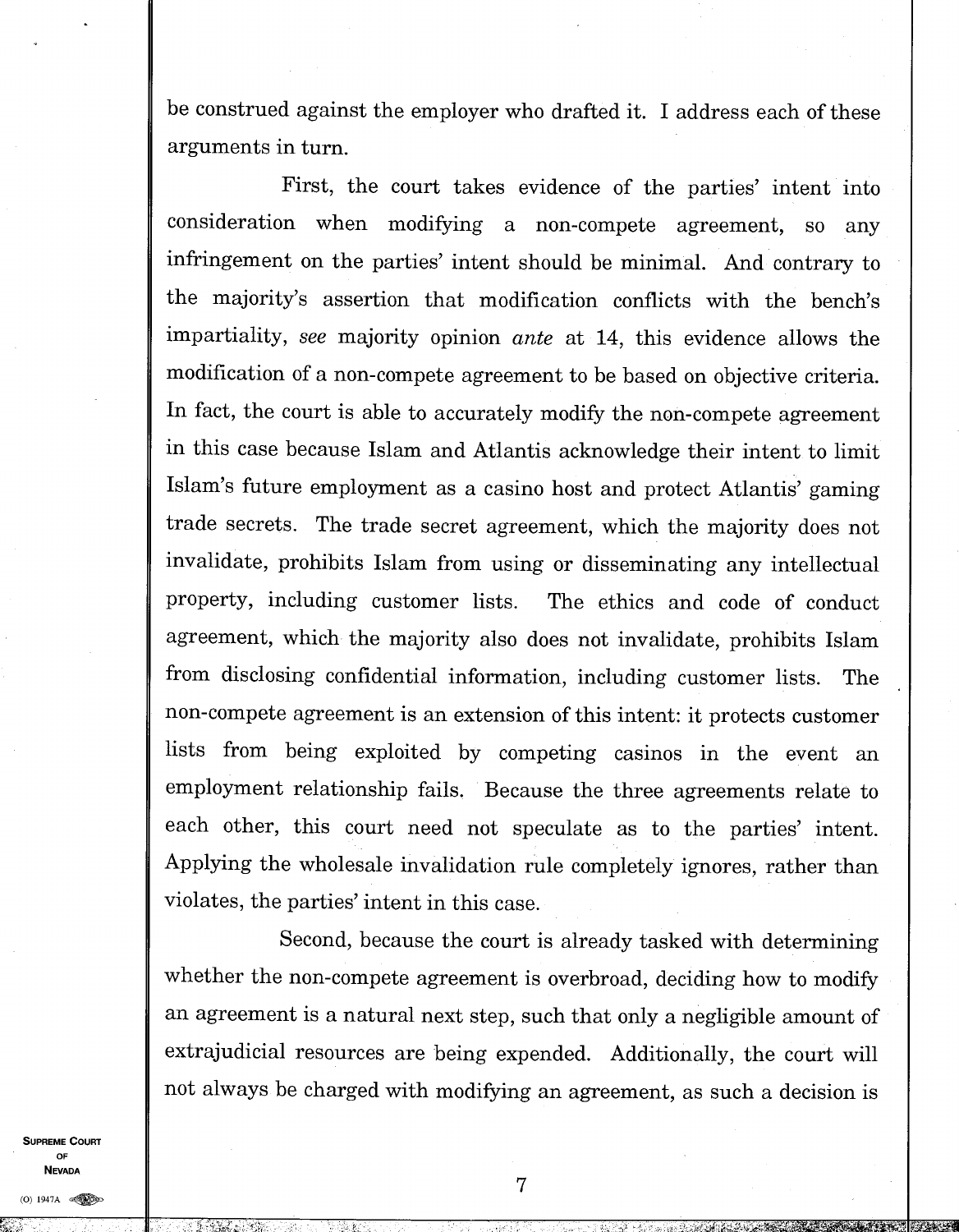be construed against the employer who drafted it. I address each of these arguments in turn.

First, the court takes evidence of the parties' intent into consideration when modifying a non-compete agreement, so any infringement on the parties' intent should be minimal. And contrary to the majority's assertion that modification conflicts with the bench's impartiality, *see* majority opinion *ante* at 14, this evidence allows the modification of a non-compete agreement to be based on objective criteria. In fact, the court is able to accurately modify the non-compete agreement in this case because Islam and Atlantis acknowledge their intent to limit Islam's future employment as a casino host and protect Atlantis' gaming trade secrets. The trade secret agreement, which the majority does not invalidate, prohibits Islam from using or disseminating any intellectual property, including customer lists. The ethics and code of conduct agreement, which the majority also does not invalidate, prohibits Islam from disclosing confidential information, including customer lists. The non-compete agreement is an extension of this intent: it protects customer lists from being exploited by competing casinos in the event an employment relationship fails. Because the three agreements relate to each other, this court need not speculate as to the parties' intent. Applying the wholesale invalidation rule completely ignores, rather than violates, the parties' intent in this case.

Second, because the court is already tasked with determining whether the non-compete agreement is overbroad, deciding how to modify an agreement is a natural next step, such that only a negligible amount of extrajudicial resources are being expended. Additionally, the court will not always be charged with modifying an agreement, as such a decision is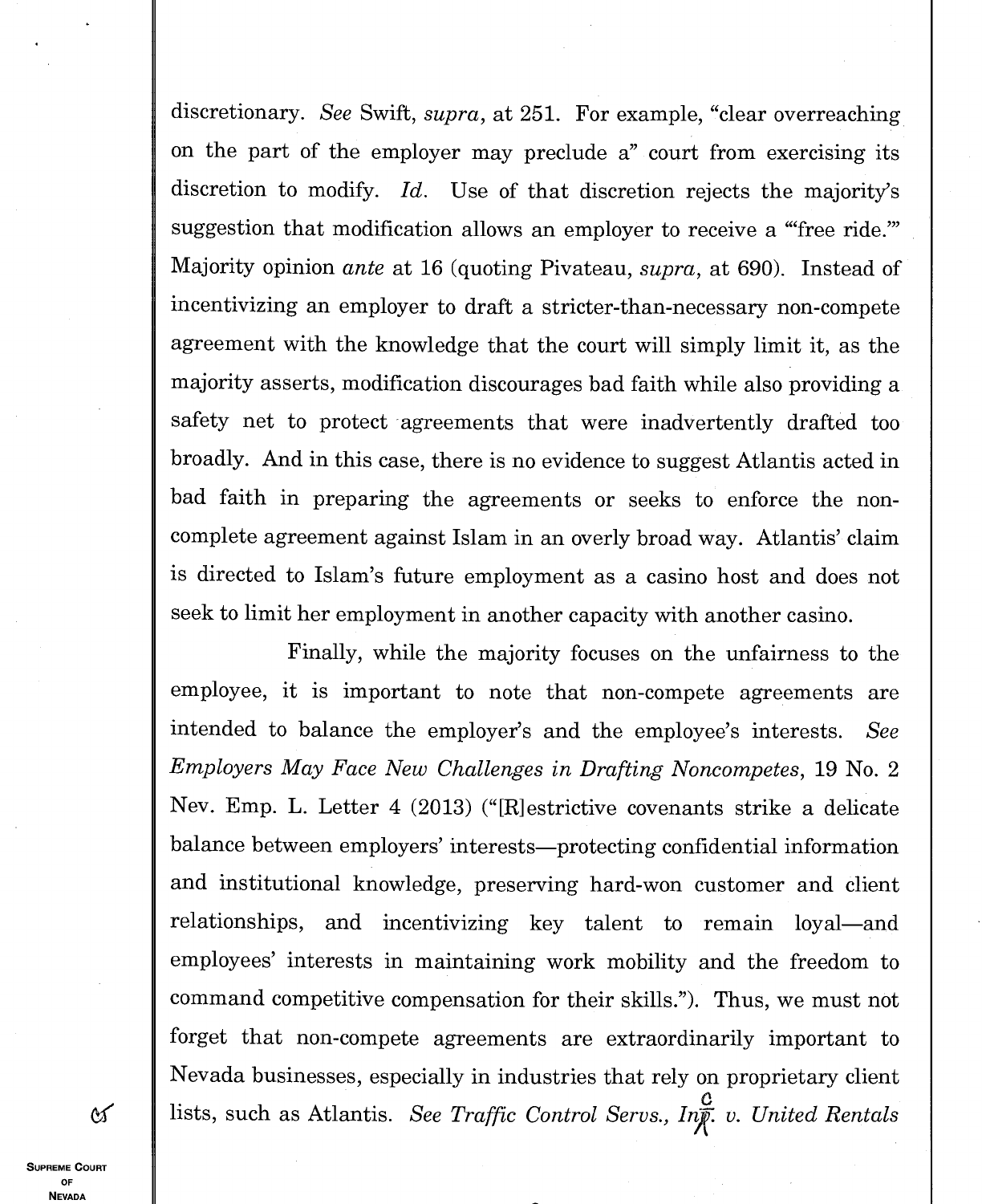discretionary. *See* Swift, *supra*, at 251. For example, "clear overreaching on the part of the employer may preclude a" court from exercising its discretion to modify. *Id.* Use of that discretion rejects the majority's suggestion that modification allows an employer to receive a "'free ride.'" Majority opinion *ante* at 16 (quoting Pivateau, *supra*, at 690). Instead of incentivizing an employer to draft a stricter-than-necessary non-compete agreement with the knowledge that the court will simply limit it, as the majority asserts, modification discourages bad faith while also providing a safety net to protect agreements that were inadvertently drafted too broadly. And in this case, there is no evidence to suggest Atlantis acted in bad faith in preparing the agreements or seeks to enforce the non-complete agreement against Islam in an overly broad way. Atlantis' claim is directed to Islam's future employment as a casino host and does not seek to limit her employment in another capacity with another casino.

Finally, while the majority focuses on the unfairness to the employee, it is important to note that non-compete agreements are intended to balance the employer's and the employee's interests. *See Employers May Face New Challenges in Drafting Noncompetes*, 19 No. 2 Nev. Emp. L. Letter 4 (2013) ("[R]estrictive covenants strike a delicate balance between employers' interests—protecting confidential information and institutional knowledge, preserving hard-won customer and client relationships, and incentivizing key talent to remain loyal—and employees' interests in maintaining work mobility and the freedom to command competitive compensation for their skills."). Thus, we must not forget that non-compete agreements are extraordinarily important to Nevada businesses, especially in industries that rely on proprietary client lists, such as Atlantis. *See Traffic Control Servs., Inc. v. United Rentals*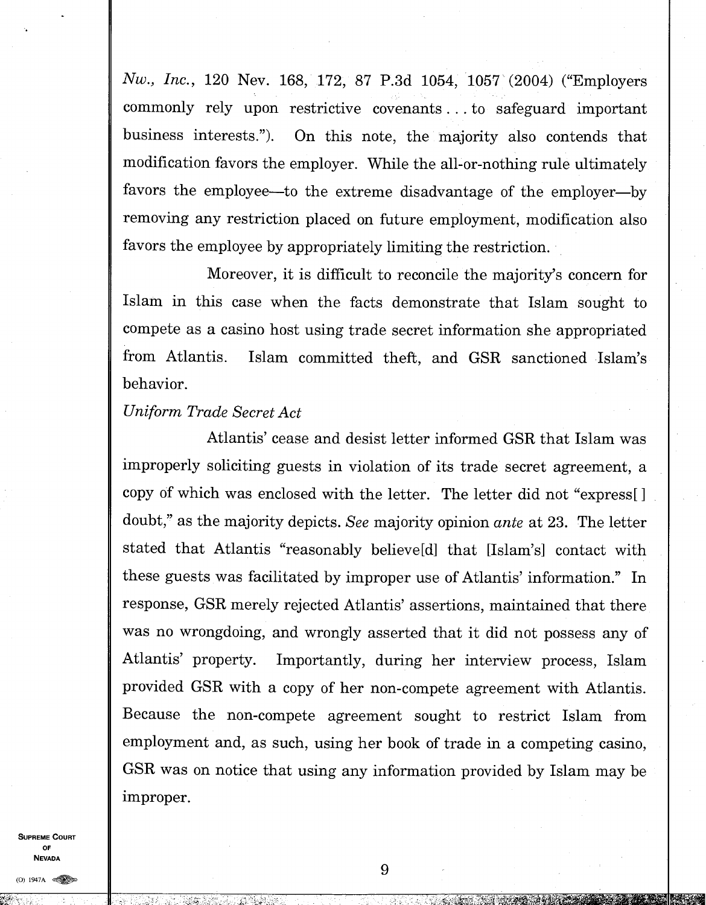*Nw., Inc.*, 120 Nev. 168, 172, 87 P.3d 1054, 1057 (2004) ("Employers commonly rely upon restrictive covenants . . . to safeguard important business interests."). On this note, the majority also contends that modification favors the employer. While the all-or-nothing rule ultimately favors the employee—to the extreme disadvantage of the employer—by removing any restriction placed on future employment, modification also favors the employee by appropriately limiting the restriction.

Moreover, it is difficult to reconcile the majority's concern for Islam in this case when the facts demonstrate that Islam sought to compete as a casino host using trade secret information she appropriated from Atlantis. Islam committed theft, and GSR sanctioned Islam's behavior.

*Uniform Trade Secret Act*

Atlantis' cease and desist letter informed GSR that Islam was improperly soliciting guests in violation of its trade secret agreement, a copy of which was enclosed with the letter. The letter did not "express[ ] doubt," as the majority depicts. *See* majority opinion *ante* at 23. The letter stated that Atlantis "reasonably believe[d] that [Islam's] contact with these guests was facilitated by improper use of Atlantis' information." In response, GSR merely rejected Atlantis' assertions, maintained that there was no wrongdoing, and wrongly asserted that it did not possess any of Atlantis' property. Importantly, during her interview process, Islam provided GSR with a copy of her non-compete agreement with Atlantis. Because the non-compete agreement sought to restrict Islam from employment and, as such, using her book of trade in a competing casino, GSR was on notice that using any information provided by Islam may be improper.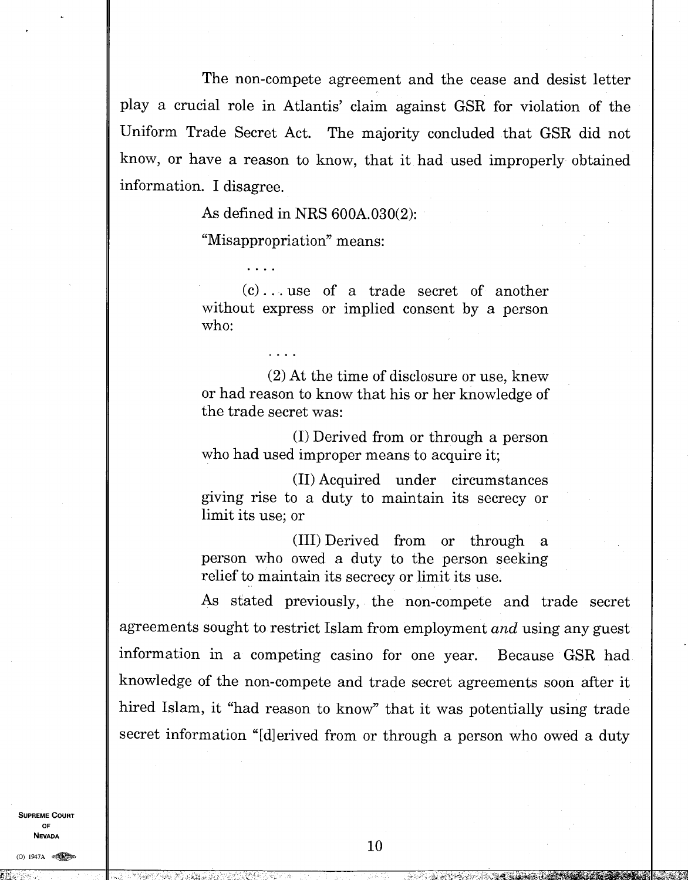The non-compete agreement and the cease and desist letter play a crucial role in Atlantis' claim against GSR for violation of the Uniform Trade Secret Act. The majority concluded that GSR did not know, or have a reason to know, that it had used improperly obtained information. I disagree.

As defined in NRS 600A.030(2):

"Misappropriation" means:

> . . . .
>
> (c) . . . use of a trade secret of another without express or implied consent by a person who:
>
> . . . .
>
> (2) At the time of disclosure or use, knew or had reason to know that his or her knowledge of the trade secret was:
>
> (I) Derived from or through a person who had used improper means to acquire it;
>
> (II) Acquired under circumstances giving rise to a duty to maintain its secrecy or limit its use; or
>
> (III) Derived from or through a person who owed a duty to the person seeking relief to maintain its secrecy or limit its use.

As stated previously, the non-compete and trade secret agreements sought to restrict Islam from employment *and* using any guest information in a competing casino for one year. Because GSR had knowledge of the non-compete and trade secret agreements soon after it hired Islam, it "had reason to know" that it was potentially using trade secret information "[d]erived from or through a person who owed a duty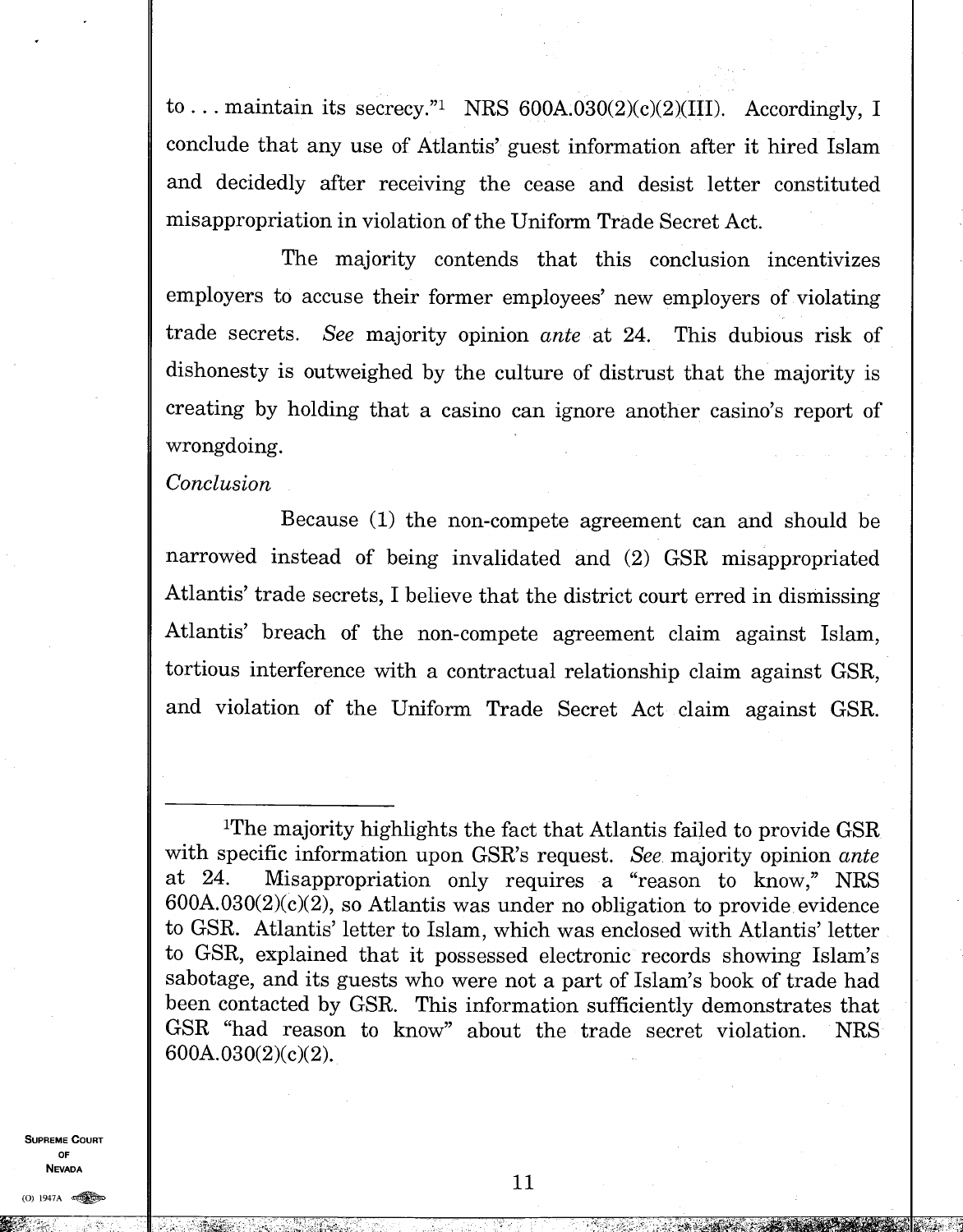to . . . maintain its secrecy."[1] NRS 600A.030(2)(c)(2)(III). Accordingly, I conclude that any use of Atlantis' guest information after it hired Islam and decidedly after receiving the cease and desist letter constituted misappropriation in violation of the Uniform Trade Secret Act.

The majority contends that this conclusion incentivizes employers to accuse their former employees' new employers of violating trade secrets. *See* majority opinion *ante* at 24. This dubious risk of dishonesty is outweighed by the culture of distrust that the majority is creating by holding that a casino can ignore another casino's report of wrongdoing.

*Conclusion*

Because (1) the non-compete agreement can and should be narrowed instead of being invalidated and (2) GSR misappropriated Atlantis' trade secrets, I believe that the district court erred in dismissing Atlantis' breach of the non-compete agreement claim against Islam, tortious interference with a contractual relationship claim against GSR, and violation of the Uniform Trade Secret Act claim against GSR.

---

[1]The majority highlights the fact that Atlantis failed to provide GSR with specific information upon GSR's request. *See* majority opinion *ante* at 24. Misappropriation only requires a "reason to know," NRS 600A.030(2)(c)(2), so Atlantis was under no obligation to provide evidence to GSR. Atlantis' letter to Islam, which was enclosed with Atlantis' letter to GSR, explained that it possessed electronic records showing Islam's sabotage, and its guests who were not a part of Islam's book of trade had been contacted by GSR. This information sufficiently demonstrates that GSR "had reason to know" about the trade secret violation. NRS 600A.030(2)(c)(2).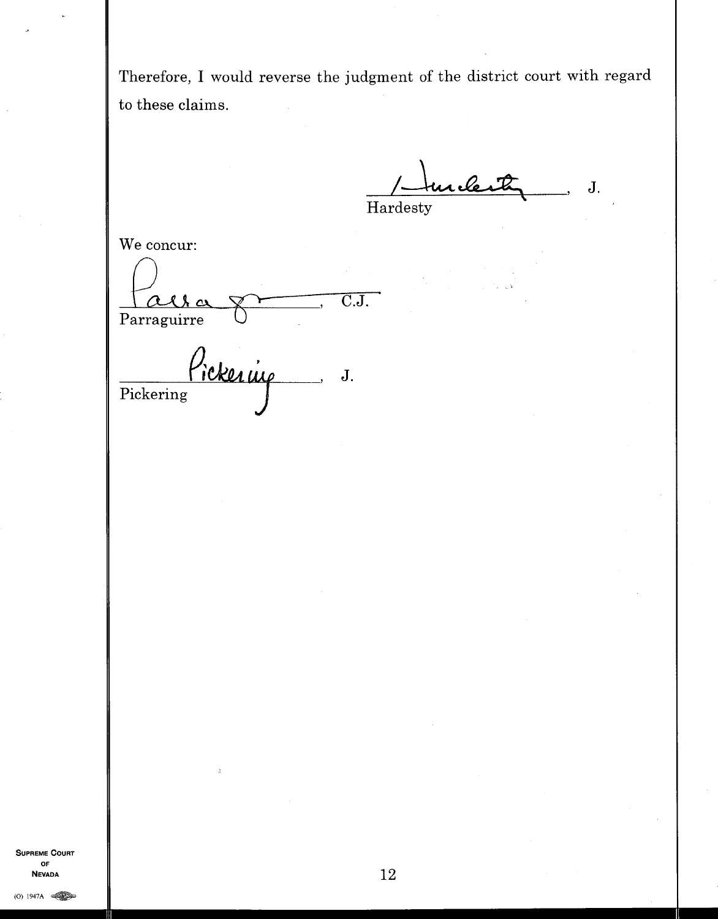Therefore, I would reverse the judgment of the district court with regard to these claims.

_________________________, J.
Hardesty

We concur:

_________________________, C.J.
Parraguirre

_________________________, J.
Pickering